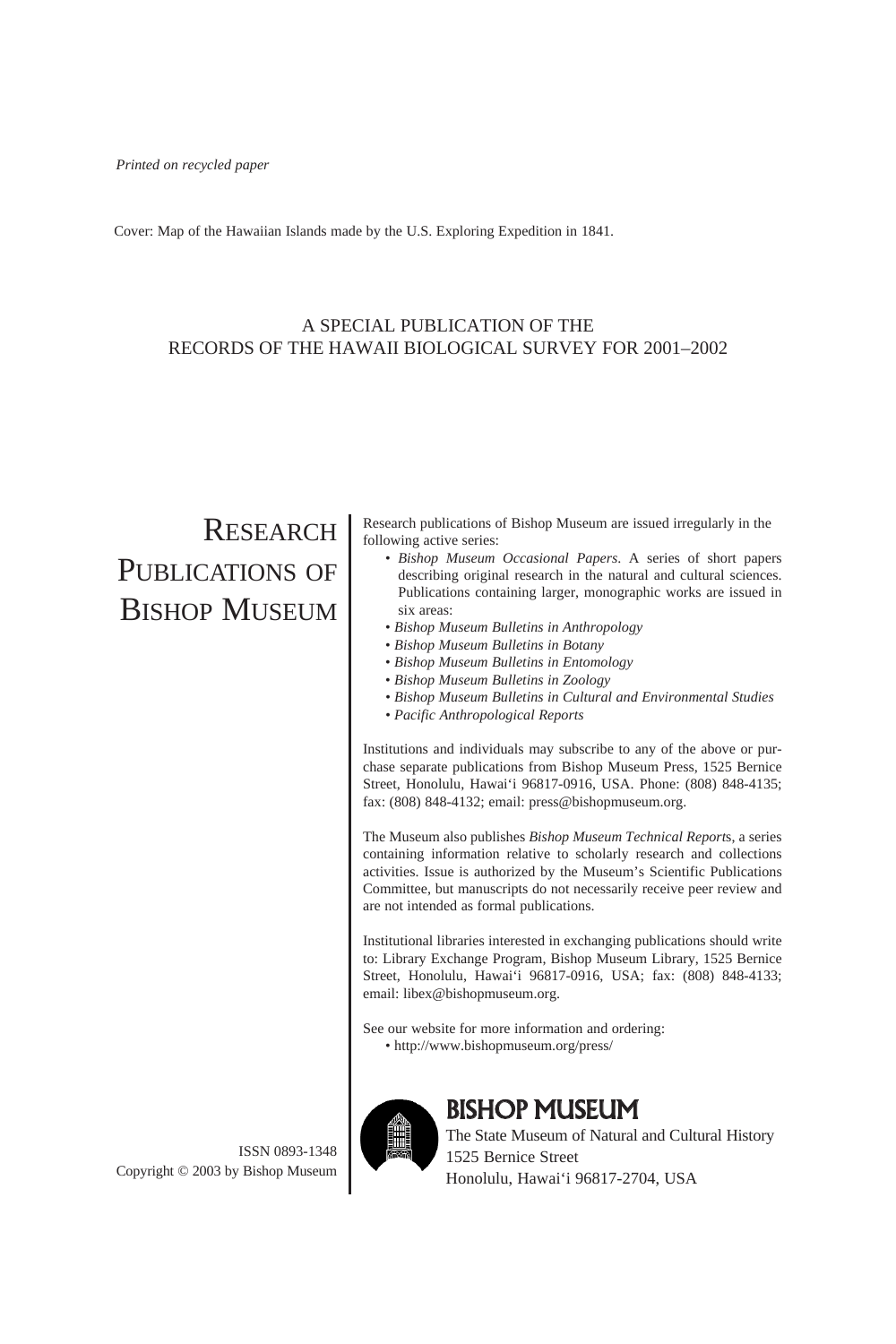*Printed on recycled paper*

Cover: Map of the Hawaiian Islands made by the U.S. Exploring Expedition in 1841.

A SPECIAL PUBLICATION OF THE
RECORDS OF THE HAWAII BIOLOGICAL SURVEY FOR 2001–2002

# RESEARCH PUBLICATIONS OF BISHOP MUSEUM

Research publications of Bishop Museum are issued irregularly in the following active series:

- *Bishop Museum Occasional Papers*. A series of short papers describing original research in the natural and cultural sciences. Publications containing larger, monographic works are issued in six areas:
- *Bishop Museum Bulletins in Anthropology*
- *Bishop Museum Bulletins in Botany*
- *Bishop Museum Bulletins in Entomology*
- *Bishop Museum Bulletins in Zoology*
- *Bishop Museum Bulletins in Cultural and Environmental Studies*
- *Pacific Anthropological Reports*

Institutions and individuals may subscribe to any of the above or purchase separate publications from Bishop Museum Press, 1525 Bernice Street, Honolulu, Hawai'i 96817-0916, USA. Phone: (808) 848-4135; fax: (808) 848-4132; email: press@bishopmuseum.org.

The Museum also publishes *Bishop Museum Technical Reports*, a series containing information relative to scholarly research and collections activities. Issue is authorized by the Museum's Scientific Publications Committee, but manuscripts do not necessarily receive peer review and are not intended as formal publications.

Institutional libraries interested in exchanging publications should write to: Library Exchange Program, Bishop Museum Library, 1525 Bernice Street, Honolulu, Hawai'i 96817-0916, USA; fax: (808) 848-4133; email: libex@bishopmuseum.org.

See our website for more information and ordering:
- http://www.bishopmuseum.org/press/

**BISHOP MUSEUM**
The State Museum of Natural and Cultural History
1525 Bernice Street
Honolulu, Hawai'i 96817-2704, USA

ISSN 0893-1348
Copyright © 2003 by Bishop Museum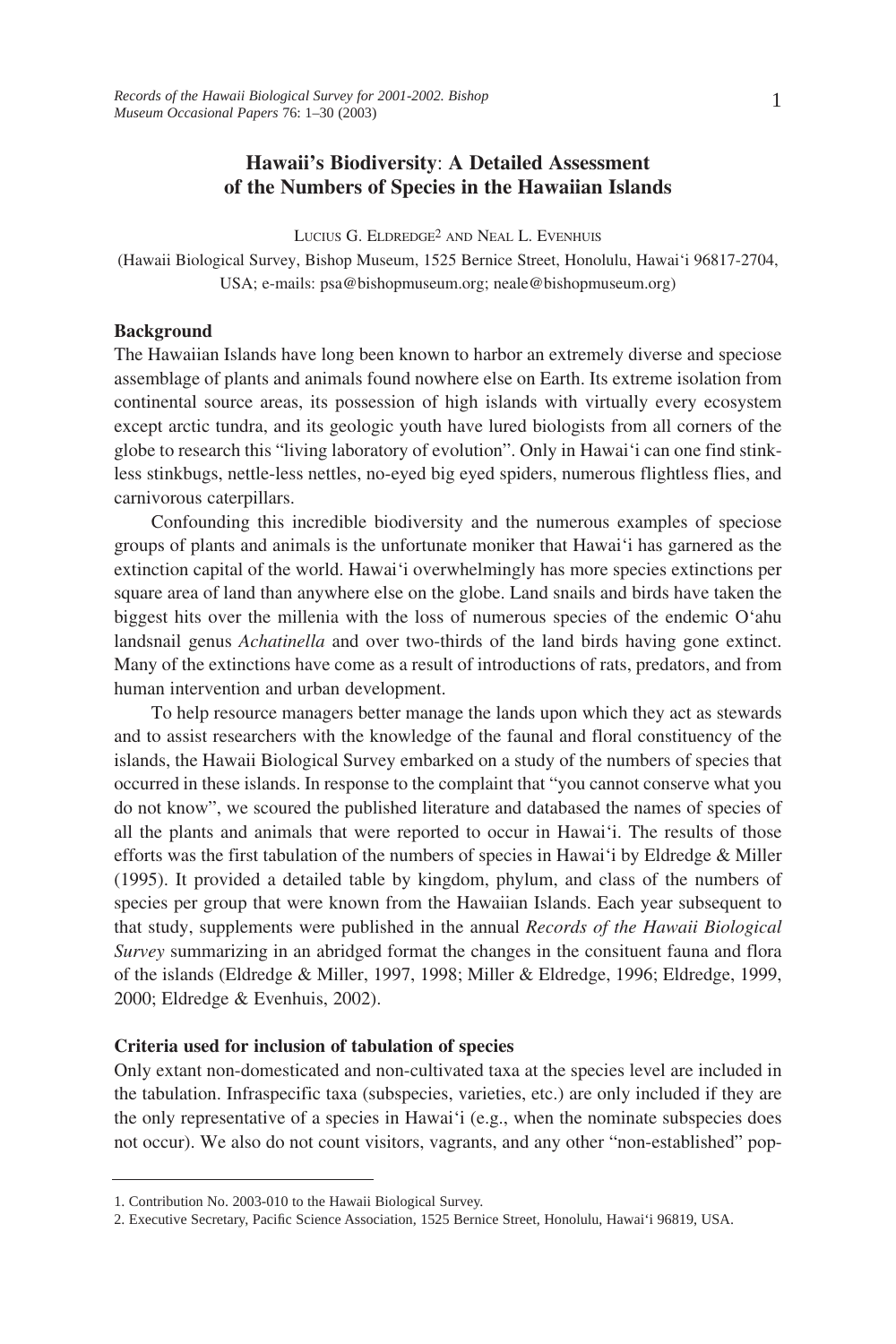# Hawaii's Biodiversity: A Detailed Assessment of the Numbers of Species in the Hawaiian Islands

Lucius G. Eldredge[2] and Neal L. Evenhuis

(Hawaii Biological Survey, Bishop Museum, 1525 Bernice Street, Honolulu, Hawai'i 96817-2704, USA; e-mails: psa@bishopmuseum.org; neale@bishopmuseum.org)

## Background

The Hawaiian Islands have long been known to harbor an extremely diverse and speciose assemblage of plants and animals found nowhere else on Earth. Its extreme isolation from continental source areas, its possession of high islands with virtually every ecosystem except arctic tundra, and its geologic youth have lured biologists from all corners of the globe to research this "living laboratory of evolution". Only in Hawai'i can one find stinkless stinkbugs, nettle-less nettles, no-eyed big eyed spiders, numerous flightless flies, and carnivorous caterpillars.

Confounding this incredible biodiversity and the numerous examples of speciose groups of plants and animals is the unfortunate moniker that Hawai'i has garnered as the extinction capital of the world. Hawai'i overwhelmingly has more species extinctions per square area of land than anywhere else on the globe. Land snails and birds have taken the biggest hits over the millenia with the loss of numerous species of the endemic O'ahu landsnail genus *Achatinella* and over two-thirds of the land birds having gone extinct. Many of the extinctions have come as a result of introductions of rats, predators, and from human intervention and urban development.

To help resource managers better manage the lands upon which they act as stewards and to assist researchers with the knowledge of the faunal and floral constituency of the islands, the Hawaii Biological Survey embarked on a study of the numbers of species that occurred in these islands. In response to the complaint that "you cannot conserve what you do not know", we scoured the published literature and databased the names of species of all the plants and animals that were reported to occur in Hawai'i. The results of those efforts was the first tabulation of the numbers of species in Hawai'i by Eldredge & Miller (1995). It provided a detailed table by kingdom, phylum, and class of the numbers of species per group that were known from the Hawaiian Islands. Each year subsequent to that study, supplements were published in the annual *Records of the Hawaii Biological Survey* summarizing in an abridged format the changes in the consituent fauna and flora of the islands (Eldredge & Miller, 1997, 1998; Miller & Eldredge, 1996; Eldredge, 1999, 2000; Eldredge & Evenhuis, 2002).

## Criteria used for inclusion of tabulation of species

Only extant non-domesticated and non-cultivated taxa at the species level are included in the tabulation. Infraspecific taxa (subspecies, varieties, etc.) are only included if they are the only representative of a species in Hawai'i (e.g., when the nominate subspecies does not occur). We also do not count visitors, vagrants, and any other "non-established" pop-

1. Contribution No. 2003-010 to the Hawaii Biological Survey.

2. Executive Secretary, Pacific Science Association, 1525 Bernice Street, Honolulu, Hawai'i 96819, USA.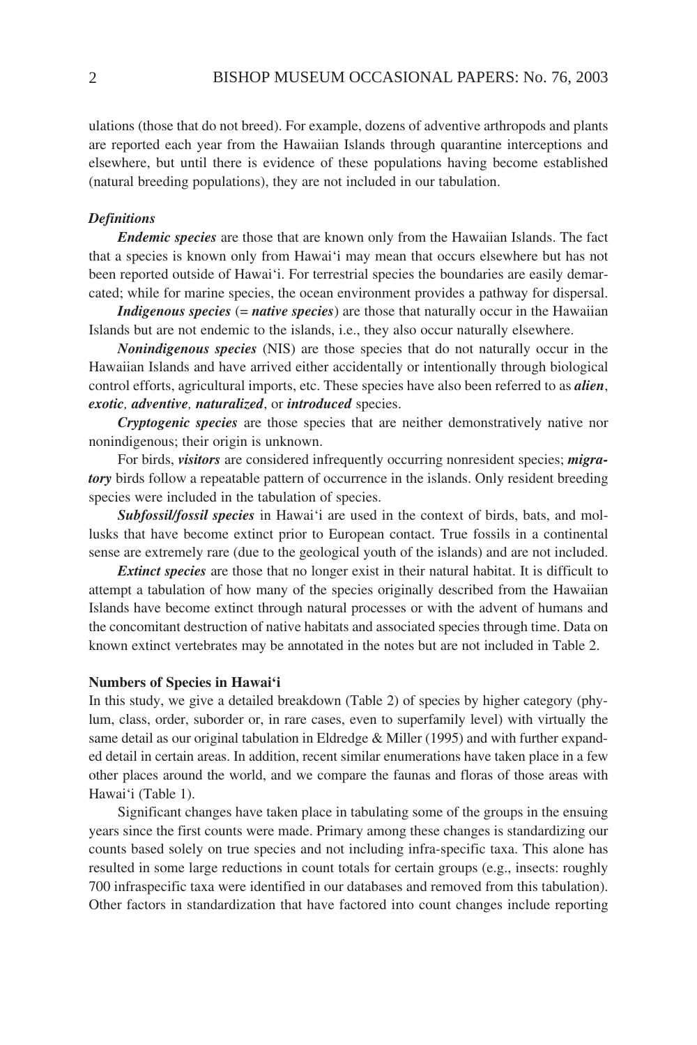ulations (those that do not breed). For example, dozens of adventive arthropods and plants are reported each year from the Hawaiian Islands through quarantine interceptions and elsewhere, but until there is evidence of these populations having become established (natural breeding populations), they are not included in our tabulation.

### *Definitions*

***Endemic species*** are those that are known only from the Hawaiian Islands. The fact that a species is known only from Hawai'i may mean that occurs elsewhere but has not been reported outside of Hawai'i. For terrestrial species the boundaries are easily demarcated; while for marine species, the ocean environment provides a pathway for dispersal.

***Indigenous species*** (= ***native species***) are those that naturally occur in the Hawaiian Islands but are not endemic to the islands, i.e., they also occur naturally elsewhere.

***Nonindigenous species*** (NIS) are those species that do not naturally occur in the Hawaiian Islands and have arrived either accidentally or intentionally through biological control efforts, agricultural imports, etc. These species have also been referred to as ***alien***, ***exotic***, ***adventive***, ***naturalized***, or ***introduced*** species.

***Cryptogenic species*** are those species that are neither demonstratively native nor nonindigenous; their origin is unknown.

For birds, ***visitors*** are considered infrequently occurring nonresident species; ***migratory*** birds follow a repeatable pattern of occurrence in the islands. Only resident breeding species were included in the tabulation of species.

***Subfossil/fossil species*** in Hawai'i are used in the context of birds, bats, and mollusks that have become extinct prior to European contact. True fossils in a continental sense are extremely rare (due to the geological youth of the islands) and are not included.

***Extinct species*** are those that no longer exist in their natural habitat. It is difficult to attempt a tabulation of how many of the species originally described from the Hawaiian Islands have become extinct through natural processes or with the advent of humans and the concomitant destruction of native habitats and associated species through time. Data on known extinct vertebrates may be annotated in the notes but are not included in Table 2.

## Numbers of Species in Hawai'i

In this study, we give a detailed breakdown (Table 2) of species by higher category (phylum, class, order, suborder or, in rare cases, even to superfamily level) with virtually the same detail as our original tabulation in Eldredge & Miller (1995) and with further expanded detail in certain areas. In addition, recent similar enumerations have taken place in a few other places around the world, and we compare the faunas and floras of those areas with Hawai'i (Table 1).

Significant changes have taken place in tabulating some of the groups in the ensuing years since the first counts were made. Primary among these changes is standardizing our counts based solely on true species and not including infra-specific taxa. This alone has resulted in some large reductions in count totals for certain groups (e.g., insects: roughly 700 infraspecific taxa were identified in our databases and removed from this tabulation). Other factors in standardization that have factored into count changes include reporting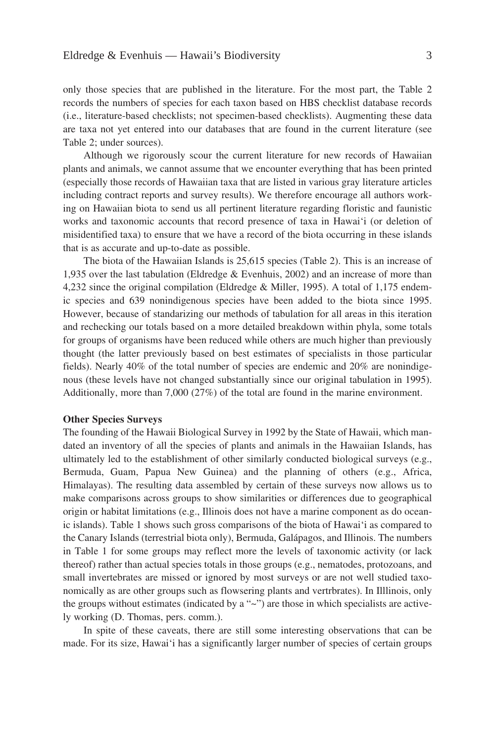only those species that are published in the literature. For the most part, the Table 2 records the numbers of species for each taxon based on HBS checklist database records (i.e., literature-based checklists; not specimen-based checklists). Augmenting these data are taxa not yet entered into our databases that are found in the current literature (see Table 2; under sources).

Although we rigorously scour the current literature for new records of Hawaiian plants and animals, we cannot assume that we encounter everything that has been printed (especially those records of Hawaiian taxa that are listed in various gray literature articles including contract reports and survey results). We therefore encourage all authors working on Hawaiian biota to send us all pertinent literature regarding floristic and faunistic works and taxonomic accounts that record presence of taxa in Hawai'i (or deletion of misidentified taxa) to ensure that we have a record of the biota occurring in these islands that is as accurate and up-to-date as possible.

The biota of the Hawaiian Islands is 25,615 species (Table 2). This is an increase of 1,935 over the last tabulation (Eldredge & Evenhuis, 2002) and an increase of more than 4,232 since the original compilation (Eldredge & Miller, 1995). A total of 1,175 endemic species and 639 nonindigenous species have been added to the biota since 1995. However, because of standarizing our methods of tabulation for all areas in this iteration and rechecking our totals based on a more detailed breakdown within phyla, some totals for groups of organisms have been reduced while others are much higher than previously thought (the latter previously based on best estimates of specialists in those particular fields). Nearly 40% of the total number of species are endemic and 20% are nonindigenous (these levels have not changed substantially since our original tabulation in 1995). Additionally, more than 7,000 (27%) of the total are found in the marine environment.

**Other Species Surveys**

The founding of the Hawaii Biological Survey in 1992 by the State of Hawaii, which mandated an inventory of all the species of plants and animals in the Hawaiian Islands, has ultimately led to the establishment of other similarly conducted biological surveys (e.g., Bermuda, Guam, Papua New Guinea) and the planning of others (e.g., Africa, Himalayas). The resulting data assembled by certain of these surveys now allows us to make comparisons across groups to show similarities or differences due to geographical origin or habitat limitations (e.g., Illinois does not have a marine component as do oceanic islands). Table 1 shows such gross comparisons of the biota of Hawai'i as compared to the Canary Islands (terrestrial biota only), Bermuda, Galápagos, and Illinois. The numbers in Table 1 for some groups may reflect more the levels of taxonomic activity (or lack thereof) rather than actual species totals in those groups (e.g., nematodes, protozoans, and small invertebrates are missed or ignored by most surveys or are not well studied taxonomically as are other groups such as flowsering plants and vertrbrates). In Illlinois, only the groups without estimates (indicated by a "~") are those in which specialists are actively working (D. Thomas, pers. comm.).

In spite of these caveats, there are still some interesting observations that can be made. For its size, Hawai'i has a significantly larger number of species of certain groups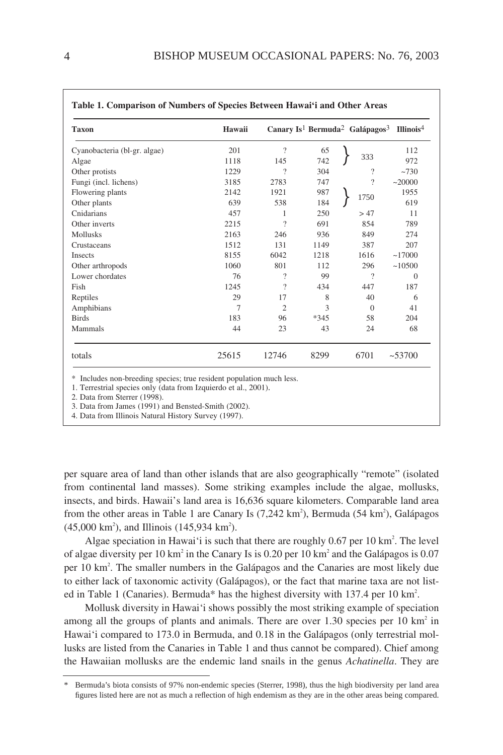**Table 1. Comparison of Numbers of Species Between Hawai'i and Other Areas**

| Taxon | Hawaii | Canary Is[1] | Bermuda[2] | Galápagos[3] | Illinois[4] |
|---|---|---|---|---|---|
| Cyanobacteria (bl-gr. algae) | 201 | ? | 65 | 333 (Cyanobacteria + Algae) | 112 |
| Algae | 1118 | 145 | 742 | | 972 |
| Other protists | 1229 | ? | 304 | ? | ~730 |
| Fungi (incl. lichens) | 3185 | 2783 | 747 | ? | ~20000 |
| Flowering plants | 2142 | 1921 | 987 | 1750 (Flowering plants + Other plants) | 1955 |
| Other plants | 639 | 538 | 184 | | 619 |
| Cnidarians | 457 | 1 | 250 | > 47 | 11 |
| Other inverts | 2215 | ? | 691 | 854 | 789 |
| Mollusks | 2163 | 246 | 936 | 849 | 274 |
| Crustaceans | 1512 | 131 | 1149 | 387 | 207 |
| Insects | 8155 | 6042 | 1218 | 1616 | ~17000 |
| Other arthropods | 1060 | 801 | 112 | 296 | ~10500 |
| Lower chordates | 76 | ? | 99 | ? | 0 |
| Fish | 1245 | ? | 434 | 447 | 187 |
| Reptiles | 29 | 17 | 8 | 40 | 6 |
| Amphibians | 7 | 2 | 3 | 0 | 41 |
| Birds | 183 | 96 | *345 | 58 | 204 |
| Mammals | 44 | 23 | 43 | 24 | 68 |
| totals | 25615 | 12746 | 8299 | 6701 | ~53700 |

\* Includes non-breeding species; true resident population much less.
1. Terrestrial species only (data from Izquierdo et al., 2001).
2. Data from Sterrer (1998).
3. Data from James (1991) and Bensted-Smith (2002).
4. Data from Illinois Natural History Survey (1997).

per square area of land than other islands that are also geographically "remote" (isolated from continental land masses). Some striking examples include the algae, mollusks, insects, and birds. Hawaii's land area is 16,636 square kilometers. Comparable land area from the other areas in Table 1 are Canary Is (7,242 km$^2$), Bermuda (54 km$^2$), Galápagos (45,000 km$^2$), and Illinois (145,934 km$^2$).

Algae speciation in Hawai'i is such that there are roughly 0.67 per 10 km$^2$. The level of algae diversity per 10 km$^2$ in the Canary Is is 0.20 per 10 km$^2$ and the Galápagos is 0.07 per 10 km$^2$. The smaller numbers in the Galápagos and the Canaries are most likely due to either lack of taxonomic activity (Galápagos), or the fact that marine taxa are not listed in Table 1 (Canaries). Bermuda* has the highest diversity with 137.4 per 10 km$^2$.

Mollusk diversity in Hawai'i shows possibly the most striking example of speciation among all the groups of plants and animals. There are over 1.30 species per 10 km$^2$ in Hawai'i compared to 173.0 in Bermuda, and 0.18 in the Galápagos (only terrestrial mollusks are listed from the Canaries in Table 1 and thus cannot be compared). Chief among the Hawaiian mollusks are the endemic land snails in the genus *Achatinella*. They are

\* Bermuda's biota consists of 97% non-endemic species (Sterrer, 1998), thus the high biodiversity per land area figures listed here are not as much a reflection of high endemism as they are in the other areas being compared.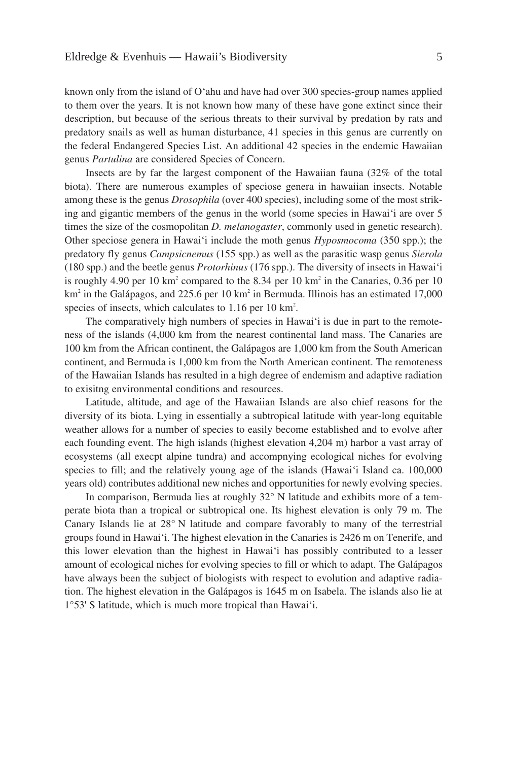known only from the island of O'ahu and have had over 300 species-group names applied to them over the years. It is not known how many of these have gone extinct since their description, but because of the serious threats to their survival by predation by rats and predatory snails as well as human disturbance, 41 species in this genus are currently on the federal Endangered Species List. An additional 42 species in the endemic Hawaiian genus *Partulina* are considered Species of Concern.

Insects are by far the largest component of the Hawaiian fauna (32% of the total biota). There are numerous examples of speciose genera in hawaiian insects. Notable among these is the genus *Drosophila* (over 400 species), including some of the most striking and gigantic members of the genus in the world (some species in Hawai'i are over 5 times the size of the cosmopolitan *D. melanogaster*, commonly used in genetic research). Other speciose genera in Hawai'i include the moth genus *Hyposmocoma* (350 spp.); the predatory fly genus *Campsicnemus* (155 spp.) as well as the parasitic wasp genus *Sierola* (180 spp.) and the beetle genus *Protorhinus* (176 spp.). The diversity of insects in Hawai'i is roughly 4.90 per 10 km$^2$ compared to the 8.34 per 10 km$^2$ in the Canaries, 0.36 per 10 km$^2$ in the Galápagos, and 225.6 per 10 km$^2$ in Bermuda. Illinois has an estimated 17,000 species of insects, which calculates to 1.16 per 10 km$^2$.

The comparatively high numbers of species in Hawai'i is due in part to the remoteness of the islands (4,000 km from the nearest continental land mass. The Canaries are 100 km from the African continent, the Galápagos are 1,000 km from the South American continent, and Bermuda is 1,000 km from the North American continent. The remoteness of the Hawaiian Islands has resulted in a high degree of endemism and adaptive radiation to exisitng environmental conditions and resources.

Latitude, altitude, and age of the Hawaiian Islands are also chief reasons for the diversity of its biota. Lying in essentially a subtropical latitude with year-long equitable weather allows for a number of species to easily become established and to evolve after each founding event. The high islands (highest elevation 4,204 m) harbor a vast array of ecosystems (all execpt alpine tundra) and accompnying ecological niches for evolving species to fill; and the relatively young age of the islands (Hawai'i Island ca. 100,000 years old) contributes additional new niches and opportunities for newly evolving species.

In comparison, Bermuda lies at roughly 32° N latitude and exhibits more of a temperate biota than a tropical or subtropical one. Its highest elevation is only 79 m. The Canary Islands lie at 28° N latitude and compare favorably to many of the terrestrial groups found in Hawai'i. The highest elevation in the Canaries is 2426 m on Tenerife, and this lower elevation than the highest in Hawai'i has possibly contributed to a lesser amount of ecological niches for evolving species to fill or which to adapt. The Galápagos have always been the subject of biologists with respect to evolution and adaptive radiation. The highest elevation in the Galápagos is 1645 m on Isabela. The islands also lie at 1°53' S latitude, which is much more tropical than Hawai'i.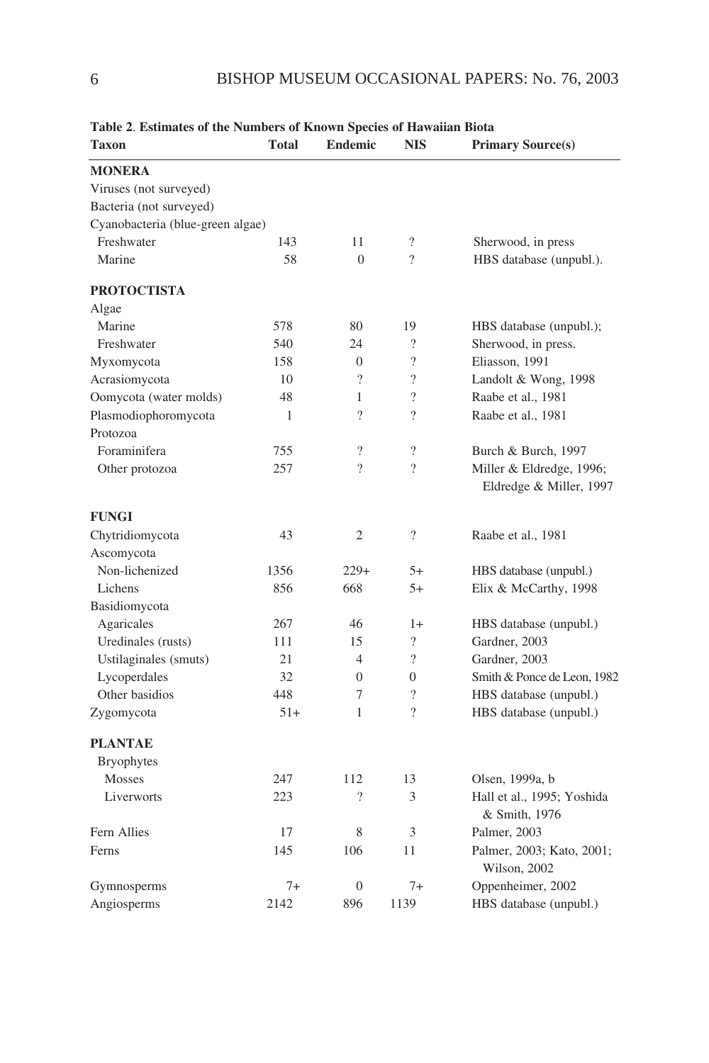**Table 2**. **Estimates of the Numbers of Known Species of Hawaiian Biota**

| Taxon | Total | Endemic | NIS | Primary Source(s) |
|---|---|---|---|---|
| **MONERA** | | | | |
| Viruses (not surveyed) | | | | |
| Bacteria (not surveyed) | | | | |
| Cyanobacteria (blue-green algae) | | | | |
| Freshwater | 143 | 11 | ? | Sherwood, in press |
| Marine | 58 | 0 | ? | HBS database (unpubl.). |
| **PROTOCTISTA** | | | | |
| Algae | | | | |
| Marine | 578 | 80 | 19 | HBS database (unpubl.); |
| Freshwater | 540 | 24 | ? | Sherwood, in press. |
| Myxomycota | 158 | 0 | ? | Eliasson, 1991 |
| Acrasiomycota | 10 | ? | ? | Landolt & Wong, 1998 |
| Oomycota (water molds) | 48 | 1 | ? | Raabe et al., 1981 |
| Plasmodiophoromycota | 1 | ? | ? | Raabe et al., 1981 |
| Protozoa | | | | |
| Foraminifera | 755 | ? | ? | Burch & Burch, 1997 |
| Other protozoa | 257 | ? | ? | Miller & Eldredge, 1996; Eldredge & Miller, 1997 |
| **FUNGI** | | | | |
| Chytridiomycota | 43 | 2 | ? | Raabe et al., 1981 |
| Ascomycota | | | | |
| Non-lichenized | 1356 | 229+ | 5+ | HBS database (unpubl.) |
| Lichens | 856 | 668 | 5+ | Elix & McCarthy, 1998 |
| Basidiomycota | | | | |
| Agaricales | 267 | 46 | 1+ | HBS database (unpubl.) |
| Uredinales (rusts) | 111 | 15 | ? | Gardner, 2003 |
| Ustilaginales (smuts) | 21 | 4 | ? | Gardner, 2003 |
| Lycoperdales | 32 | 0 | 0 | Smith & Ponce de Leon, 1982 |
| Other basidios | 448 | 7 | ? | HBS database (unpubl.) |
| Zygomycota | 51+ | 1 | ? | HBS database (unpubl.) |
| **PLANTAE** | | | | |
| Bryophytes | | | | |
| Mosses | 247 | 112 | 13 | Olsen, 1999a, b |
| Liverworts | 223 | ? | 3 | Hall et al., 1995; Yoshida & Smith, 1976 |
| Fern Allies | 17 | 8 | 3 | Palmer, 2003 |
| Ferns | 145 | 106 | 11 | Palmer, 2003; Kato, 2001; Wilson, 2002 |
| Gymnosperms | 7+ | 0 | 7+ | Oppenheimer, 2002 |
| Angiosperms | 2142 | 896 | 1139 | HBS database (unpubl.) |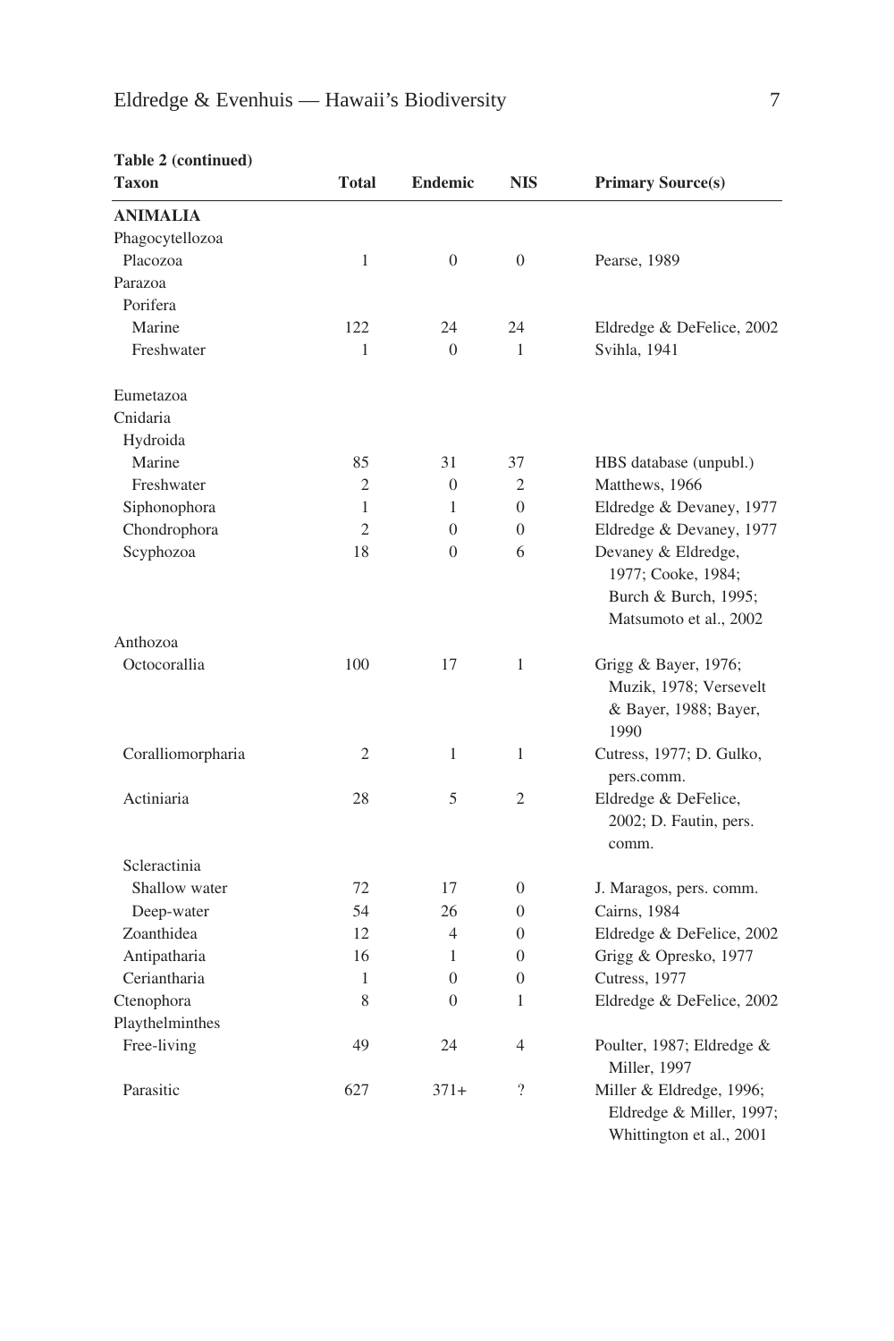**Table 2 (continued)**

| Taxon | Total | Endemic | NIS | Primary Source(s) |
|---|---|---|---|---|
| **ANIMALIA** | | | | |
| Phagocytellozoa | | | | |
| Placozoa | 1 | 0 | 0 | Pearse, 1989 |
| Parazoa | | | | |
| Porifera | | | | |
| Marine | 122 | 24 | 24 | Eldredge & DeFelice, 2002 |
| Freshwater | 1 | 0 | 1 | Svihla, 1941 |
| Eumetazoa | | | | |
| Cnidaria | | | | |
| Hydroida | | | | |
| Marine | 85 | 31 | 37 | HBS database (unpubl.) |
| Freshwater | 2 | 0 | 2 | Matthews, 1966 |
| Siphonophora | 1 | 1 | 0 | Eldredge & Devaney, 1977 |
| Chondrophora | 2 | 0 | 0 | Eldredge & Devaney, 1977 |
| Scyphozoa | 18 | 0 | 6 | Devaney & Eldredge, 1977; Cooke, 1984; Burch & Burch, 1995; Matsumoto et al., 2002 |
| Anthozoa | | | | |
| Octocorallia | 100 | 17 | 1 | Grigg & Bayer, 1976; Muzik, 1978; Versevelt & Bayer, 1988; Bayer, 1990 |
| Coralliomorpharia | 2 | 1 | 1 | Cutress, 1977; D. Gulko, pers.comm. |
| Actiniaria | 28 | 5 | 2 | Eldredge & DeFelice, 2002; D. Fautin, pers. comm. |
| Scleractinia | | | | |
| Shallow water | 72 | 17 | 0 | J. Maragos, pers. comm. |
| Deep-water | 54 | 26 | 0 | Cairns, 1984 |
| Zoanthidea | 12 | 4 | 0 | Eldredge & DeFelice, 2002 |
| Antipatharia | 16 | 1 | 0 | Grigg & Opresko, 1977 |
| Ceriantharia | 1 | 0 | 0 | Cutress, 1977 |
| Ctenophora | 8 | 0 | 1 | Eldredge & DeFelice, 2002 |
| Playthelminthes | | | | |
| Free-living | 49 | 24 | 4 | Poulter, 1987; Eldredge & Miller, 1997 |
| Parasitic | 627 | 371+ | ? | Miller & Eldredge, 1996; Eldredge & Miller, 1997; Whittington et al., 2001 |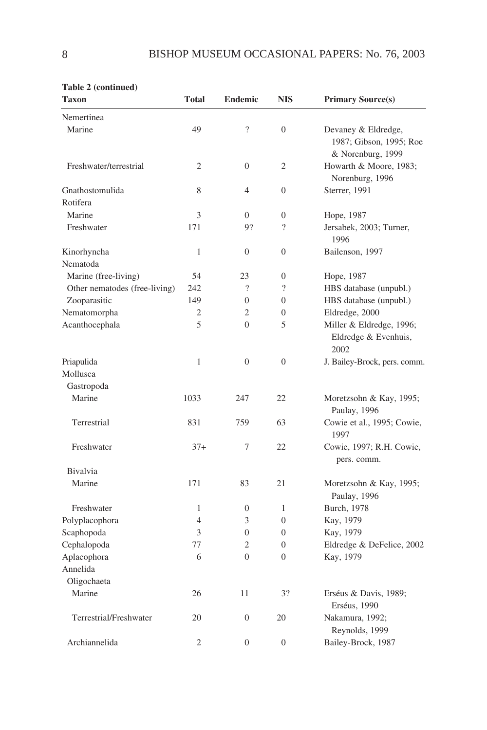**Table 2 (continued)**

| Taxon | Total | Endemic | NIS | Primary Source(s) |
|---|---|---|---|---|
| Nemertinea | | | | |
| Marine | 49 | ? | 0 | Devaney & Eldredge, 1987; Gibson, 1995; Roe & Norenburg, 1999 |
| Freshwater/terrestrial | 2 | 0 | 2 | Howarth & Moore, 1983; Norenburg, 1996 |
| Gnathostomulida | 8 | 4 | 0 | Sterrer, 1991 |
| Rotifera | | | | |
| Marine | 3 | 0 | 0 | Hope, 1987 |
| Freshwater | 171 | 9? | ? | Jersabek, 2003; Turner, 1996 |
| Kinorhyncha | 1 | 0 | 0 | Bailenson, 1997 |
| Nematoda | | | | |
| Marine (free-living) | 54 | 23 | 0 | Hope, 1987 |
| Other nematodes (free-living) | 242 | ? | ? | HBS database (unpubl.) |
| Zooparasitic | 149 | 0 | 0 | HBS database (unpubl.) |
| Nematomorpha | 2 | 2 | 0 | Eldredge, 2000 |
| Acanthocephala | 5 | 0 | 5 | Miller & Eldredge, 1996; Eldredge & Evenhuis, 2002 |
| Priapulida | 1 | 0 | 0 | J. Bailey-Brock, pers. comm. |
| Mollusca | | | | |
| Gastropoda | | | | |
| Marine | 1033 | 247 | 22 | Moretzsohn & Kay, 1995; Paulay, 1996 |
| Terrestrial | 831 | 759 | 63 | Cowie et al., 1995; Cowie, 1997 |
| Freshwater | 37+ | 7 | 22 | Cowie, 1997; R.H. Cowie, pers. comm. |
| Bivalvia | | | | |
| Marine | 171 | 83 | 21 | Moretzsohn & Kay, 1995; Paulay, 1996 |
| Freshwater | 1 | 0 | 1 | Burch, 1978 |
| Polyplacophora | 4 | 3 | 0 | Kay, 1979 |
| Scaphopoda | 3 | 0 | 0 | Kay, 1979 |
| Cephalopoda | 77 | 2 | 0 | Eldredge & DeFelice, 2002 |
| Aplacophora | 6 | 0 | 0 | Kay, 1979 |
| Annelida | | | | |
| Oligochaeta | | | | |
| Marine | 26 | 11 | 3? | Erséus & Davis, 1989; Erséus, 1990 |
| Terrestrial/Freshwater | 20 | 0 | 20 | Nakamura, 1992; Reynolds, 1999 |
| Archiannelida | 2 | 0 | 0 | Bailey-Brock, 1987 |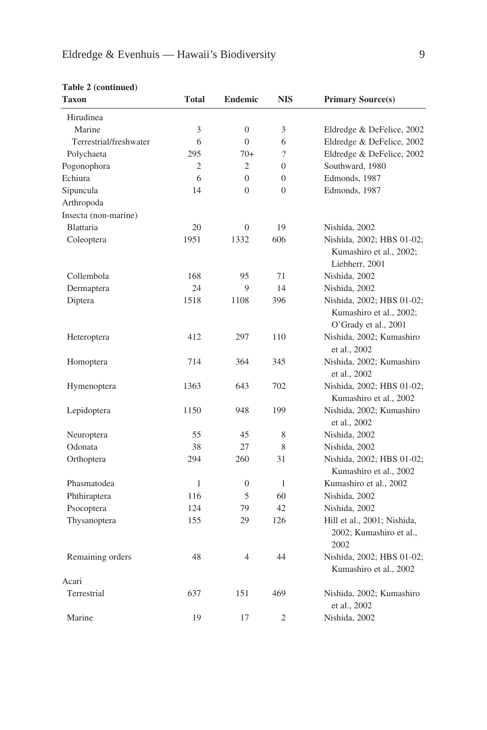**Table 2 (continued)**

| Taxon | Total | Endemic | NIS | Primary Source(s) |
|---|---|---|---|---|
| Hirudinea | | | | |
| Marine | 3 | 0 | 3 | Eldredge & DeFelice, 2002 |
| Terrestrial/freshwater | 6 | 0 | 6 | Eldredge & DeFelice, 2002 |
| Polychaeta | 295 | 70+ | ? | Eldredge & DeFelice, 2002 |
| Pogonophora | 2 | 2 | 0 | Southward, 1980 |
| Echiura | 6 | 0 | 0 | Edmonds, 1987 |
| Sipuncula | 14 | 0 | 0 | Edmonds, 1987 |
| Arthropoda | | | | |
| Insecta (non-marine) | | | | |
| Blattaria | 20 | 0 | 19 | Nishida, 2002 |
| Coleoptera | 1951 | 1332 | 606 | Nishida, 2002; HBS 01-02; Kumashiro et al., 2002; Liebherr, 2001 |
| Collembola | 168 | 95 | 71 | Nishida, 2002 |
| Dermaptera | 24 | 9 | 14 | Nishida, 2002 |
| Diptera | 1518 | 1108 | 396 | Nishida, 2002; HBS 01-02; Kumashiro et al., 2002; O'Grady et al., 2001 |
| Heteroptera | 412 | 297 | 110 | Nishida, 2002; Kumashiro et al., 2002 |
| Homoptera | 714 | 364 | 345 | Nishida, 2002; Kumashiro et al., 2002 |
| Hymenoptera | 1363 | 643 | 702 | Nishida, 2002; HBS 01-02; Kumashiro et al., 2002 |
| Lepidoptera | 1150 | 948 | 199 | Nishida, 2002; Kumashiro et al., 2002 |
| Neuroptera | 55 | 45 | 8 | Nishida, 2002 |
| Odonata | 38 | 27 | 8 | Nishida, 2002 |
| Orthoptera | 294 | 260 | 31 | Nishida, 2002; HBS 01-02; Kumashiro et al., 2002 |
| Phasmatodea | 1 | 0 | 1 | Kumashiro et al., 2002 |
| Phthiraptera | 116 | 5 | 60 | Nishida, 2002 |
| Psocoptera | 124 | 79 | 42 | Nishida, 2002 |
| Thysanoptera | 155 | 29 | 126 | Hill et al., 2001; Nishida, 2002; Kumashiro et al., 2002 |
| Remaining orders | 48 | 4 | 44 | Nishida, 2002; HBS 01-02; Kumashiro et al., 2002 |
| Acari | | | | |
| Terrestrial | 637 | 151 | 469 | Nishida, 2002; Kumashiro et al., 2002 |
| Marine | 19 | 17 | 2 | Nishida, 2002 |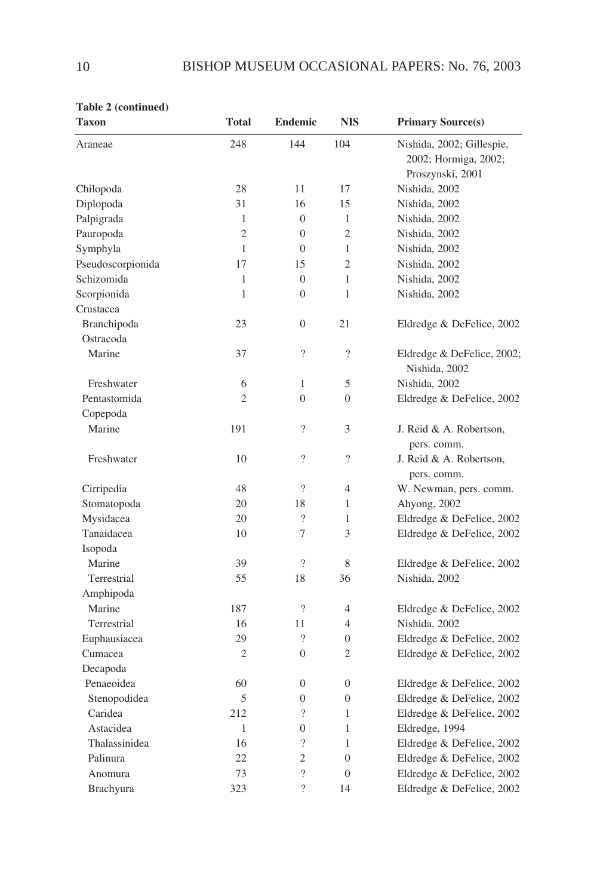**Table 2 (continued)**

| Taxon | Total | Endemic | NIS | Primary Source(s) |
|---|---|---|---|---|
| Araneae | 248 | 144 | 104 | Nishida, 2002; Gillespie, 2002; Hormiga, 2002; Proszynski, 2001 |
| Chilopoda | 28 | 11 | 17 | Nishida, 2002 |
| Diplopoda | 31 | 16 | 15 | Nishida, 2002 |
| Palpigrada | 1 | 0 | 1 | Nishida, 2002 |
| Pauropoda | 2 | 0 | 2 | Nishida, 2002 |
| Symphyla | 1 | 0 | 1 | Nishida, 2002 |
| Pseudoscorpionida | 17 | 15 | 2 | Nishida, 2002 |
| Schizomida | 1 | 0 | 1 | Nishida, 2002 |
| Scorpionida | 1 | 0 | 1 | Nishida, 2002 |
| Crustacea | | | | |
| Branchipoda | 23 | 0 | 21 | Eldredge & DeFelice, 2002 |
| Ostracoda | | | | |
| Marine | 37 | ? | ? | Eldredge & DeFelice, 2002; Nishida, 2002 |
| Freshwater | 6 | 1 | 5 | Nishida, 2002 |
| Pentastomida | 2 | 0 | 0 | Eldredge & DeFelice, 2002 |
| Copepoda | | | | |
| Marine | 191 | ? | 3 | J. Reid & A. Robertson, pers. comm. |
| Freshwater | 10 | ? | ? | J. Reid & A. Robertson, pers. comm. |
| Cirripedia | 48 | ? | 4 | W. Newman, pers. comm. |
| Stomatopoda | 20 | 18 | 1 | Ahyong, 2002 |
| Mysidacea | 20 | ? | 1 | Eldredge & DeFelice, 2002 |
| Tanaidacea | 10 | 7 | 3 | Eldredge & DeFelice, 2002 |
| Isopoda | | | | |
| Marine | 39 | ? | 8 | Eldredge & DeFelice, 2002 |
| Terrestrial | 55 | 18 | 36 | Nishida, 2002 |
| Amphipoda | | | | |
| Marine | 187 | ? | 4 | Eldredge & DeFelice, 2002 |
| Terrestrial | 16 | 11 | 4 | Nishida, 2002 |
| Euphausiacea | 29 | ? | 0 | Eldredge & DeFelice, 2002 |
| Cumacea | 2 | 0 | 2 | Eldredge & DeFelice, 2002 |
| Decapoda | | | | |
| Penaeoidea | 60 | 0 | 0 | Eldredge & DeFelice, 2002 |
| Stenopodidea | 5 | 0 | 0 | Eldredge & DeFelice, 2002 |
| Caridea | 212 | ? | 1 | Eldredge & DeFelice, 2002 |
| Astacidea | 1 | 0 | 1 | Eldredge, 1994 |
| Thalassinidea | 16 | ? | 1 | Eldredge & DeFelice, 2002 |
| Palinura | 22 | 2 | 0 | Eldredge & DeFelice, 2002 |
| Anomura | 73 | ? | 0 | Eldredge & DeFelice, 2002 |
| Brachyura | 323 | ? | 14 | Eldredge & DeFelice, 2002 |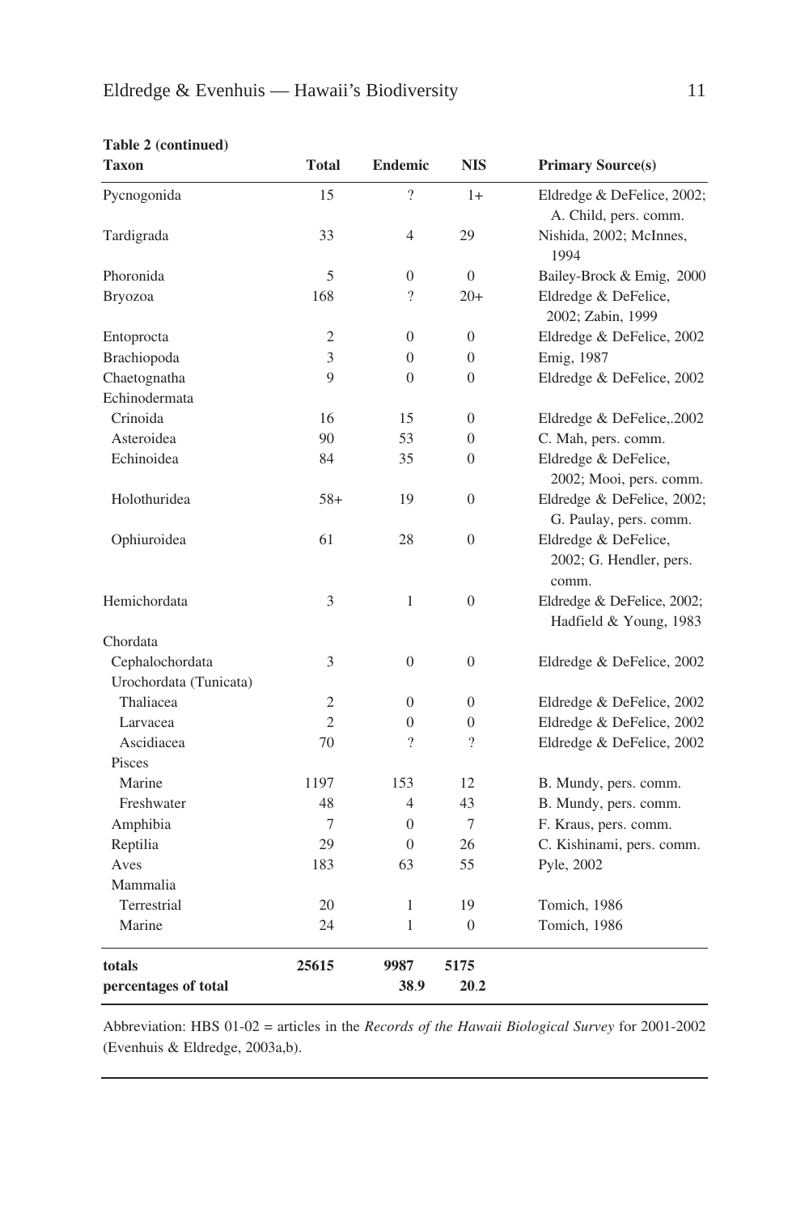**Table 2 (continued)**

| Taxon | Total | Endemic | NIS | Primary Source(s) |
|---|---|---|---|---|
| Pycnogonida | 15 | ? | 1+ | Eldredge & DeFelice, 2002; A. Child, pers. comm. |
| Tardigrada | 33 | 4 | 29 | Nishida, 2002; McInnes, 1994 |
| Phoronida | 5 | 0 | 0 | Bailey-Brock & Emig, 2000 |
| Bryozoa | 168 | ? | 20+ | Eldredge & DeFelice, 2002; Zabin, 1999 |
| Entoprocta | 2 | 0 | 0 | Eldredge & DeFelice, 2002 |
| Brachiopoda | 3 | 0 | 0 | Emig, 1987 |
| Chaetognatha | 9 | 0 | 0 | Eldredge & DeFelice, 2002 |
| Echinodermata | | | | |
| Crinoida | 16 | 15 | 0 | Eldredge & DeFelice,.2002 |
| Asteroidea | 90 | 53 | 0 | C. Mah, pers. comm. |
| Echinoidea | 84 | 35 | 0 | Eldredge & DeFelice, 2002; Mooi, pers. comm. |
| Holothuridea | 58+ | 19 | 0 | Eldredge & DeFelice, 2002; G. Paulay, pers. comm. |
| Ophiuroidea | 61 | 28 | 0 | Eldredge & DeFelice, 2002; G. Hendler, pers. comm. |
| Hemichordata | 3 | 1 | 0 | Eldredge & DeFelice, 2002; Hadfield & Young, 1983 |
| Chordata | | | | |
| Cephalochordata | 3 | 0 | 0 | Eldredge & DeFelice, 2002 |
| Urochordata (Tunicata) | | | | |
| Thaliacea | 2 | 0 | 0 | Eldredge & DeFelice, 2002 |
| Larvacea | 2 | 0 | 0 | Eldredge & DeFelice, 2002 |
| Ascidiacea | 70 | ? | ? | Eldredge & DeFelice, 2002 |
| Pisces | | | | |
| Marine | 1197 | 153 | 12 | B. Mundy, pers. comm. |
| Freshwater | 48 | 4 | 43 | B. Mundy, pers. comm. |
| Amphibia | 7 | 0 | 7 | F. Kraus, pers. comm. |
| Reptilia | 29 | 0 | 26 | C. Kishinami, pers. comm. |
| Aves | 183 | 63 | 55 | Pyle, 2002 |
| Mammalia | | | | |
| Terrestrial | 20 | 1 | 19 | Tomich, 1986 |
| Marine | 24 | 1 | 0 | Tomich, 1986 |
| **totals** | **25615** | **9987** | **5175** | |
| **percentages of total** | | **38.9** | **20.2** | |

Abbreviation: HBS 01-02 = articles in the *Records of the Hawaii Biological Survey* for 2001-2002 (Evenhuis & Eldredge, 2003a,b).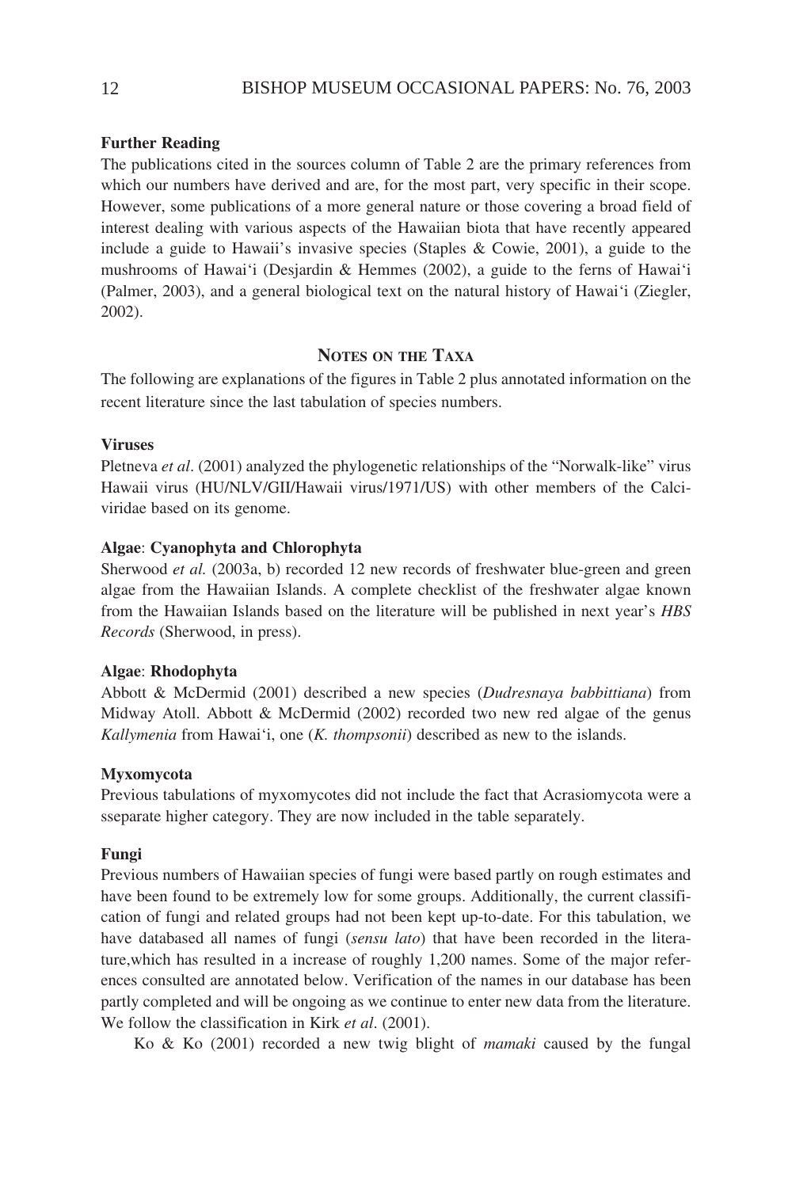**Further Reading**

The publications cited in the sources column of Table 2 are the primary references from which our numbers have derived and are, for the most part, very specific in their scope. However, some publications of a more general nature or those covering a broad field of interest dealing with various aspects of the Hawaiian biota that have recently appeared include a guide to Hawaii's invasive species (Staples & Cowie, 2001), a guide to the mushrooms of Hawai'i (Desjardin & Hemmes (2002), a guide to the ferns of Hawai'i (Palmer, 2003), and a general biological text on the natural history of Hawai'i (Ziegler, 2002).

## NOTES ON THE TAXA

The following are explanations of the figures in Table 2 plus annotated information on the recent literature since the last tabulation of species numbers.

**Viruses**

Pletneva *et al*. (2001) analyzed the phylogenetic relationships of the "Norwalk-like" virus Hawaii virus (HU/NLV/GII/Hawaii virus/1971/US) with other members of the Calciviridae based on its genome.

**Algae**: **Cyanophyta and Chlorophyta**

Sherwood *et al.* (2003a, b) recorded 12 new records of freshwater blue-green and green algae from the Hawaiian Islands. A complete checklist of the freshwater algae known from the Hawaiian Islands based on the literature will be published in next year's *HBS Records* (Sherwood, in press).

**Algae**: **Rhodophyta**

Abbott & McDermid (2001) described a new species (*Dudresnaya babbittiana*) from Midway Atoll. Abbott & McDermid (2002) recorded two new red algae of the genus *Kallymenia* from Hawai'i, one (*K. thompsonii*) described as new to the islands.

**Myxomycota**

Previous tabulations of myxomycotes did not include the fact that Acrasiomycota were a sseparate higher category. They are now included in the table separately.

**Fungi**

Previous numbers of Hawaiian species of fungi were based partly on rough estimates and have been found to be extremely low for some groups. Additionally, the current classification of fungi and related groups had not been kept up-to-date. For this tabulation, we have databased all names of fungi (*sensu lato*) that have been recorded in the literature,which has resulted in a increase of roughly 1,200 names. Some of the major references consulted are annotated below. Verification of the names in our database has been partly completed and will be ongoing as we continue to enter new data from the literature. We follow the classification in Kirk *et al*. (2001).

Ko & Ko (2001) recorded a new twig blight of *mamaki* caused by the fungal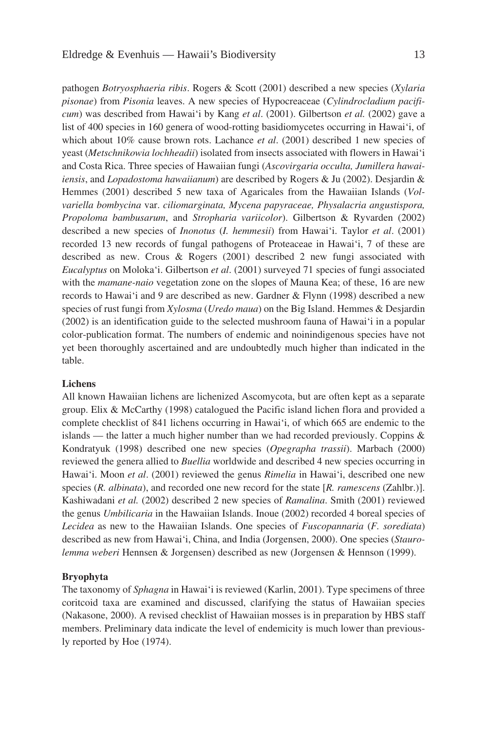pathogen *Botryosphaeria ribis*. Rogers & Scott (2001) described a new species (*Xylaria pisonae*) from *Pisonia* leaves. A new species of Hypocreaceae (*Cylindrocladium pacificum*) was described from Hawai'i by Kang *et al*. (2001). Gilbertson *et al.* (2002) gave a list of 400 species in 160 genera of wood-rotting basidiomycetes occurring in Hawai'i, of which about 10% cause brown rots. Lachance *et al*. (2001) described 1 new species of yeast (*Metschnikowia lochheadii*) isolated from insects associated with flowers in Hawai'i and Costa Rica. Three species of Hawaiian fungi (*Ascovirgaria occulta, Jumillera hawaiiensis*, and *Lopadostoma hawaiianum*) are described by Rogers & Ju (2002). Desjardin & Hemmes (2001) described 5 new taxa of Agaricales from the Hawaiian Islands (*Volvariella bombycina* var. *ciliomarginata, Mycena papyraceae, Physalacria angustispora, Propoloma bambusarum*, and *Stropharia variicolor*). Gilbertson & Ryvarden (2002) described a new species of *Inonotus* (*I. hemmesii*) from Hawai'i. Taylor *et al*. (2001) recorded 13 new records of fungal pathogens of Proteaceae in Hawai'i, 7 of these are described as new. Crous & Rogers (2001) described 2 new fungi associated with *Eucalyptus* on Moloka'i. Gilbertson *et al*. (2001) surveyed 71 species of fungi associated with the *mamane-naio* vegetation zone on the slopes of Mauna Kea; of these, 16 are new records to Hawai'i and 9 are described as new. Gardner & Flynn (1998) described a new species of rust fungi from *Xylosma* (*Uredo maua*) on the Big Island. Hemmes & Desjardin (2002) is an identification guide to the selected mushroom fauna of Hawai'i in a popular color-publication format. The numbers of endemic and noinindigenous species have not yet been thoroughly ascertained and are undoubtedly much higher than indicated in the table.

**Lichens**

All known Hawaiian lichens are lichenized Ascomycota, but are often kept as a separate group. Elix & McCarthy (1998) catalogued the Pacific island lichen flora and provided a complete checklist of 841 lichens occurring in Hawai'i, of which 665 are endemic to the islands — the latter a much higher number than we had recorded previously. Coppins & Kondratyuk (1998) described one new species (*Opegrapha trassii*). Marbach (2000) reviewed the genera allied to *Buellia* worldwide and described 4 new species occurring in Hawai'i. Moon *et al*. (2001) reviewed the genus *Rimelia* in Hawai'i, described one new species (*R. albinata*), and recorded one new record for the state [*R. ramescens* (Zahlbr.)]. Kashiwadani *et al.* (2002) described 2 new species of *Ramalina*. Smith (2001) reviewed the genus *Umbilicaria* in the Hawaiian Islands. Inoue (2002) recorded 4 boreal species of *Lecidea* as new to the Hawaiian Islands. One species of *Fuscopannaria* (*F. sorediata*) described as new from Hawai'i, China, and India (Jorgensen, 2000). One species (*Staurolemma weberi* Hennsen & Jorgensen) described as new (Jorgensen & Hennson (1999).

**Bryophyta**

The taxonomy of *Sphagna* in Hawai'i is reviewed (Karlin, 2001). Type specimens of three coritcoid taxa are examined and discussed, clarifying the status of Hawaiian species (Nakasone, 2000). A revised checklist of Hawaiian mosses is in preparation by HBS staff members. Preliminary data indicate the level of endemicity is much lower than previously reported by Hoe (1974).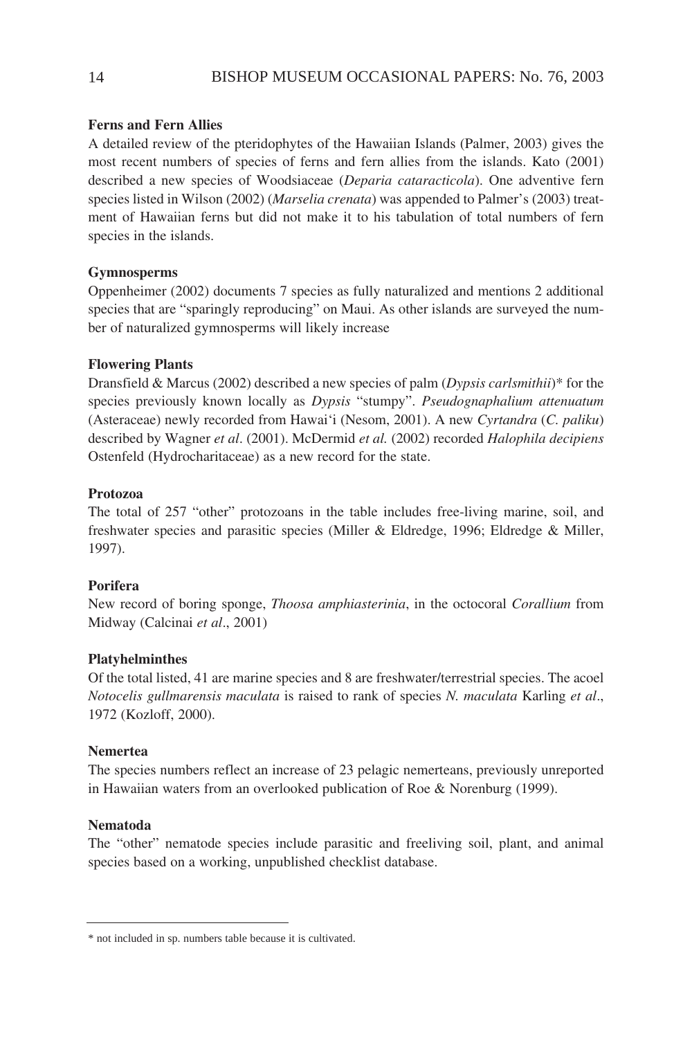### Ferns and Fern Allies

A detailed review of the pteridophytes of the Hawaiian Islands (Palmer, 2003) gives the most recent numbers of species of ferns and fern allies from the islands. Kato (2001) described a new species of Woodsiaceae (*Deparia cataracticola*). One adventive fern species listed in Wilson (2002) (*Marselia crenata*) was appended to Palmer's (2003) treatment of Hawaiian ferns but did not make it to his tabulation of total numbers of fern species in the islands.

### Gymnosperms

Oppenheimer (2002) documents 7 species as fully naturalized and mentions 2 additional species that are "sparingly reproducing" on Maui. As other islands are surveyed the number of naturalized gymnosperms will likely increase

### Flowering Plants

Dransfield & Marcus (2002) described a new species of palm (*Dypsis carlsmithii*)* for the species previously known locally as *Dypsis* "stumpy". *Pseudognaphalium attenuatum* (Asteraceae) newly recorded from Hawai'i (Nesom, 2001). A new *Cyrtandra* (*C. paliku*) described by Wagner *et al*. (2001). McDermid *et al.* (2002) recorded *Halophila decipiens* Ostenfeld (Hydrocharitaceae) as a new record for the state.

### Protozoa

The total of 257 "other" protozoans in the table includes free-living marine, soil, and freshwater species and parasitic species (Miller & Eldredge, 1996; Eldredge & Miller, 1997).

### Porifera

New record of boring sponge, *Thoosa amphiasterinia*, in the octocoral *Corallium* from Midway (Calcinai *et al*., 2001)

### Platyhelminthes

Of the total listed, 41 are marine species and 8 are freshwater/terrestrial species. The acoel *Notocelis gullmarensis maculata* is raised to rank of species *N. maculata* Karling *et al*., 1972 (Kozloff, 2000).

### Nemertea

The species numbers reflect an increase of 23 pelagic nemerteans, previously unreported in Hawaiian waters from an overlooked publication of Roe & Norenburg (1999).

### Nematoda

The "other" nematode species include parasitic and freeliving soil, plant, and animal species based on a working, unpublished checklist database.

---

\* not included in sp. numbers table because it is cultivated.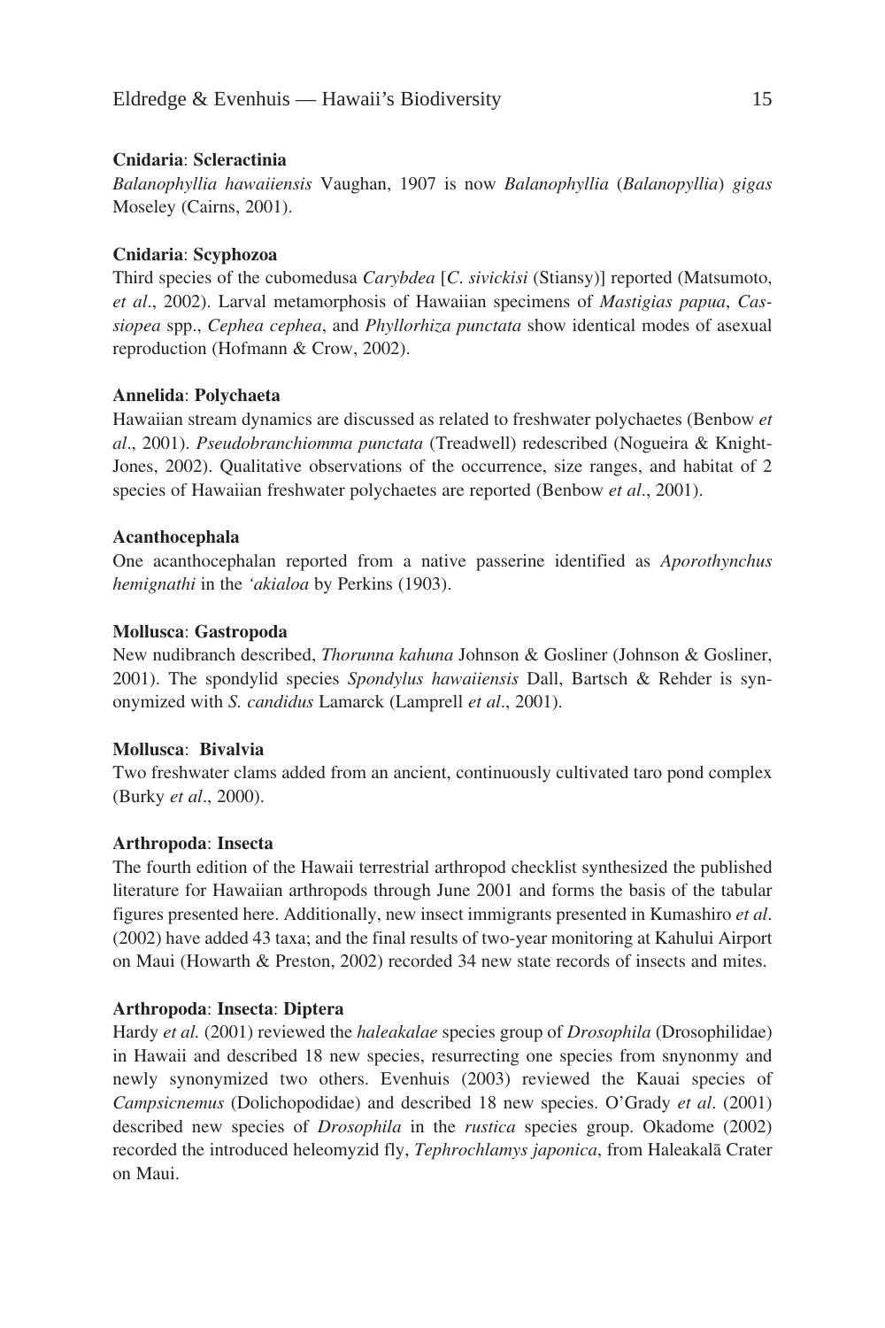**Cnidaria**: **Scleractinia**

*Balanophyllia hawaiiensis* Vaughan, 1907 is now *Balanophyllia* (*Balanopyllia*) *gigas* Moseley (Cairns, 2001).

**Cnidaria**: **Scyphozoa**

Third species of the cubomedusa *Carybdea* [*C*. *sivickisi* (Stiansy)] reported (Matsumoto, *et al*., 2002). Larval metamorphosis of Hawaiian specimens of *Mastigias papua*, *Cassiopea* spp., *Cephea cephea*, and *Phyllorhiza punctata* show identical modes of asexual reproduction (Hofmann & Crow, 2002).

**Annelida**: **Polychaeta**

Hawaiian stream dynamics are discussed as related to freshwater polychaetes (Benbow *et al*., 2001). *Pseudobranchiomma punctata* (Treadwell) redescribed (Nogueira & Knight-Jones, 2002). Qualitative observations of the occurrence, size ranges, and habitat of 2 species of Hawaiian freshwater polychaetes are reported (Benbow *et al*., 2001).

**Acanthocephala**

One acanthocephalan reported from a native passerine identified as *Aporothynchus hemignathi* in the *'akialoa* by Perkins (1903).

**Mollusca**: **Gastropoda**

New nudibranch described, *Thorunna kahuna* Johnson & Gosliner (Johnson & Gosliner, 2001). The spondylid species *Spondylus hawaiiensis* Dall, Bartsch & Rehder is synonymized with *S. candidus* Lamarck (Lamprell *et al*., 2001).

**Mollusca**: **Bivalvia**

Two freshwater clams added from an ancient, continuously cultivated taro pond complex (Burky *et al*., 2000).

**Arthropoda**: **Insecta**

The fourth edition of the Hawaii terrestrial arthropod checklist synthesized the published literature for Hawaiian arthropods through June 2001 and forms the basis of the tabular figures presented here. Additionally, new insect immigrants presented in Kumashiro *et al*. (2002) have added 43 taxa; and the final results of two-year monitoring at Kahului Airport on Maui (Howarth & Preston, 2002) recorded 34 new state records of insects and mites.

**Arthropoda**: **Insecta**: **Diptera**

Hardy *et al.* (2001) reviewed the *haleakalae* species group of *Drosophila* (Drosophilidae) in Hawaii and described 18 new species, resurrecting one species from snynonmy and newly synonymized two others. Evenhuis (2003) reviewed the Kauai species of *Campsicnemus* (Dolichopodidae) and described 18 new species. O'Grady *et al*. (2001) described new species of *Drosophila* in the *rustica* species group. Okadome (2002) recorded the introduced heleomyzid fly, *Tephrochlamys japonica*, from Haleakalā Crater on Maui.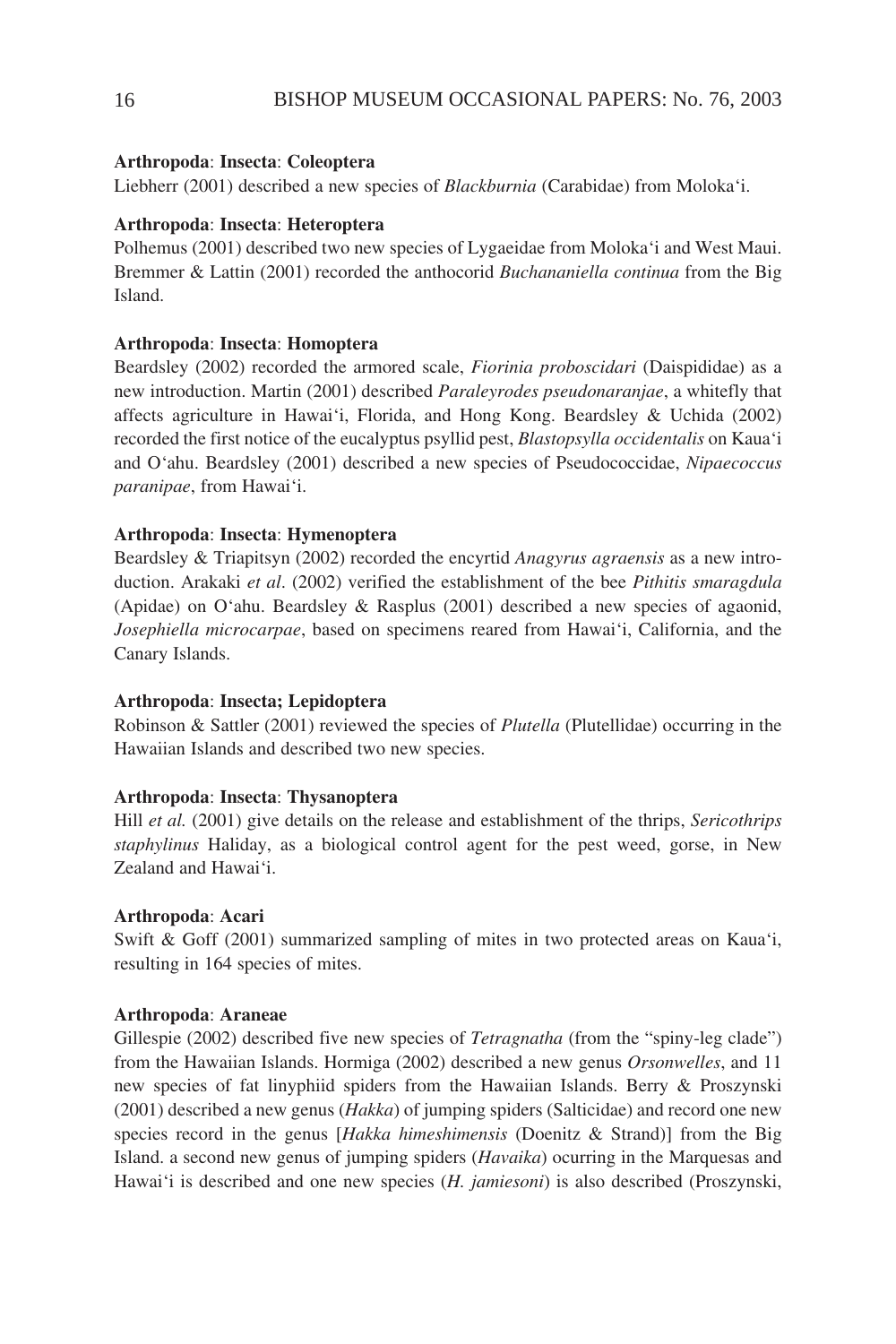**Arthropoda**: **Insecta**: **Coleoptera**

Liebherr (2001) described a new species of *Blackburnia* (Carabidae) from Moloka'i.

**Arthropoda**: **Insecta**: **Heteroptera**

Polhemus (2001) described two new species of Lygaeidae from Moloka'i and West Maui. Bremmer & Lattin (2001) recorded the anthocorid *Buchananiella continua* from the Big Island.

**Arthropoda**: **Insecta**: **Homoptera**

Beardsley (2002) recorded the armored scale, *Fiorinia proboscidari* (Daispididae) as a new introduction. Martin (2001) described *Paraleyrodes pseudonaranjae*, a whitefly that affects agriculture in Hawai'i, Florida, and Hong Kong. Beardsley & Uchida (2002) recorded the first notice of the eucalyptus psyllid pest, *Blastopsylla occidentalis* on Kaua'i and O'ahu. Beardsley (2001) described a new species of Pseudococcidae, *Nipaecoccus paranipae*, from Hawai'i.

**Arthropoda**: **Insecta**: **Hymenoptera**

Beardsley & Triapitsyn (2002) recorded the encyrtid *Anagyrus agraensis* as a new introduction. Arakaki *et al*. (2002) verified the establishment of the bee *Pithitis smaragdula* (Apidae) on O'ahu. Beardsley & Rasplus (2001) described a new species of agaonid, *Josephiella microcarpae*, based on specimens reared from Hawai'i, California, and the Canary Islands.

**Arthropoda**: **Insecta; Lepidoptera**

Robinson & Sattler (2001) reviewed the species of *Plutella* (Plutellidae) occurring in the Hawaiian Islands and described two new species.

**Arthropoda**: **Insecta**: **Thysanoptera**

Hill *et al.* (2001) give details on the release and establishment of the thrips, *Sericothrips staphylinus* Haliday, as a biological control agent for the pest weed, gorse, in New Zealand and Hawai'i.

**Arthropoda**: **Acari**

Swift & Goff (2001) summarized sampling of mites in two protected areas on Kaua'i, resulting in 164 species of mites.

**Arthropoda**: **Araneae**

Gillespie (2002) described five new species of *Tetragnatha* (from the "spiny-leg clade") from the Hawaiian Islands. Hormiga (2002) described a new genus *Orsonwelles*, and 11 new species of fat linyphiid spiders from the Hawaiian Islands. Berry & Proszynski (2001) described a new genus (*Hakka*) of jumping spiders (Salticidae) and record one new species record in the genus [*Hakka himeshimensis* (Doenitz & Strand)] from the Big Island. a second new genus of jumping spiders (*Havaika*) ocurring in the Marquesas and Hawai'i is described and one new species (*H. jamiesoni*) is also described (Proszynski,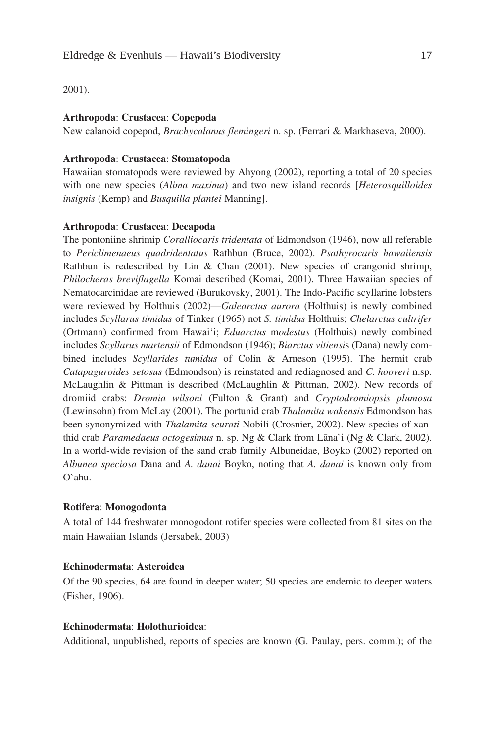2001).

**Arthropoda**: **Crustacea**: **Copepoda**

New calanoid copepod, *Brachycalanus flemingeri* n. sp. (Ferrari & Markhaseva, 2000).

**Arthropoda**: **Crustacea**: **Stomatopoda**

Hawaiian stomatopods were reviewed by Ahyong (2002), reporting a total of 20 species with one new species (*Alima maxima*) and two new island records [*Heterosquilloides insignis* (Kemp) and *Busquilla plantei* Manning].

**Arthropoda**: **Crustacea**: **Decapoda**

The pontoniine shrimip *Coralliocaris tridentata* of Edmondson (1946), now all referable to *Periclimenaeus quadridentatus* Rathbun (Bruce, 2002). *Psathyrocaris hawaiiensis* Rathbun is redescribed by Lin & Chan (2001). New species of crangonid shrimp, *Philocheras breviflagella* Komai described (Komai, 2001). Three Hawaiian species of Nematocarcinidae are reviewed (Burukovsky, 2001). The Indo-Pacific scyllarine lobsters were reviewed by Holthuis (2002)—*Galearctus aurora* (Holthuis) is newly combined includes *Scyllarus timidus* of Tinker (1965) not *S. timidus* Holthuis; *Chelarctus cultrifer* (Ortmann) confirmed from Hawai'i; *Eduarctus modestus* (Holthuis) newly combined includes *Scyllarus martensii* of Edmondson (1946); *Biarctus vitiensis* (Dana) newly combined includes *Scyllarides tumidus* of Colin & Arneson (1995). The hermit crab *Catapaguroides setosus* (Edmondson) is reinstated and rediagnosed and *C. hooveri* n.sp. McLaughlin & Pittman is described (McLaughlin & Pittman, 2002). New records of dromiid crabs: *Dromia wilsoni* (Fulton & Grant) and *Cryptodromiopsis plumosa* (Lewinsohn) from McLay (2001). The portunid crab *Thalamita wakensis* Edmondson has been synonymized with *Thalamita seurati* Nobili (Crosnier, 2002). New species of xanthid crab *Paramedaeus octogesimus* n. sp. Ng & Clark from Lāna`i (Ng & Clark, 2002). In a world-wide revision of the sand crab family Albuneidae, Boyko (2002) reported on *Albunea speciosa* Dana and *A. danai* Boyko, noting that *A. danai* is known only from O`ahu.

**Rotifera**: **Monogodonta**

A total of 144 freshwater monogodont rotifer species were collected from 81 sites on the main Hawaiian Islands (Jersabek, 2003)

**Echinodermata**: **Asteroidea**

Of the 90 species, 64 are found in deeper water; 50 species are endemic to deeper waters (Fisher, 1906).

**Echinodermata**: **Holothurioidea**:

Additional, unpublished, reports of species are known (G. Paulay, pers. comm.); of the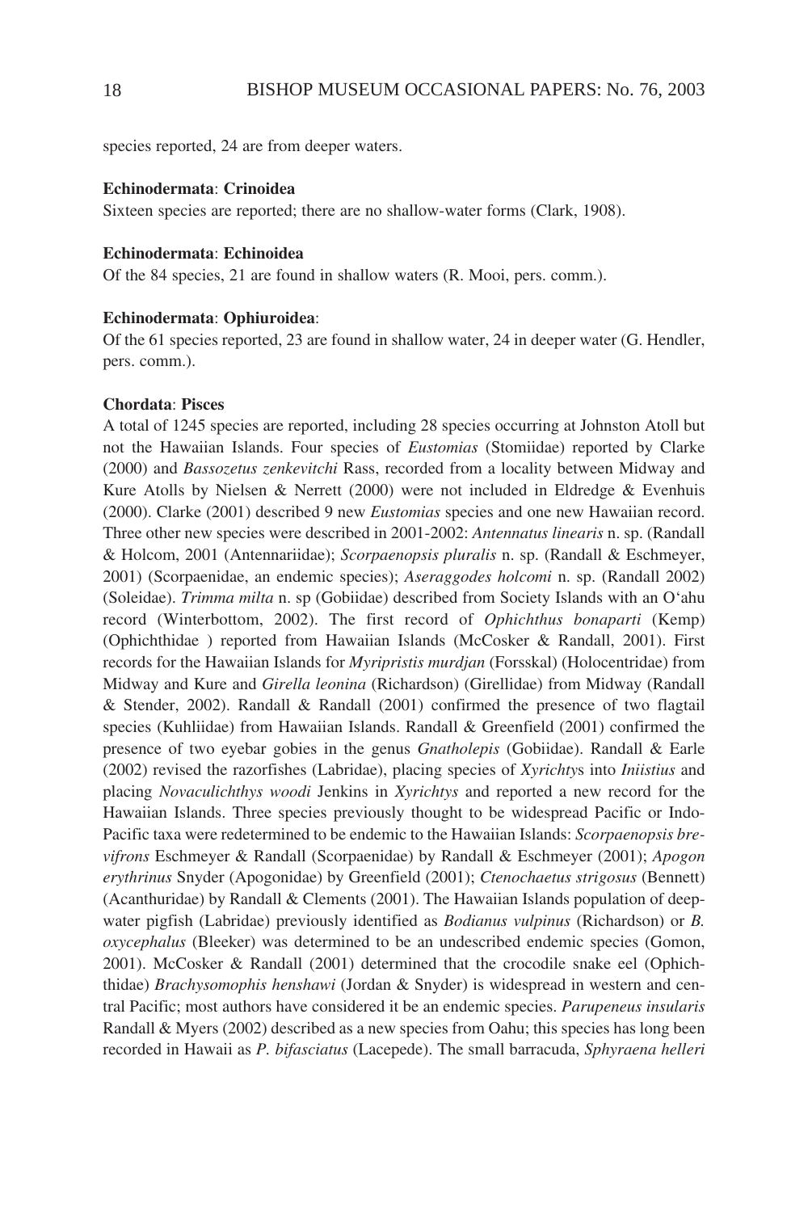species reported, 24 are from deeper waters.

**Echinodermata**: **Crinoidea**

Sixteen species are reported; there are no shallow-water forms (Clark, 1908).

**Echinodermata**: **Echinoidea**

Of the 84 species, 21 are found in shallow waters (R. Mooi, pers. comm.).

**Echinodermata**: **Ophiuroidea**:

Of the 61 species reported, 23 are found in shallow water, 24 in deeper water (G. Hendler, pers. comm.).

**Chordata**: **Pisces**

A total of 1245 species are reported, including 28 species occurring at Johnston Atoll but not the Hawaiian Islands. Four species of *Eustomias* (Stomiidae) reported by Clarke (2000) and *Bassozetus zenkevitchi* Rass, recorded from a locality between Midway and Kure Atolls by Nielsen & Nerrett (2000) were not included in Eldredge & Evenhuis (2000). Clarke (2001) described 9 new *Eustomias* species and one new Hawaiian record. Three other new species were described in 2001-2002: *Antennatus linearis* n. sp. (Randall & Holcom, 2001 (Antennariidae); *Scorpaenopsis pluralis* n. sp. (Randall & Eschmeyer, 2001) (Scorpaenidae, an endemic species); *Aseraggodes holcomi* n. sp. (Randall 2002) (Soleidae). *Trimma milta* n. sp (Gobiidae) described from Society Islands with an O'ahu record (Winterbottom, 2002). The first record of *Ophichthus bonaparti* (Kemp) (Ophichthidae ) reported from Hawaiian Islands (McCosker & Randall, 2001). First records for the Hawaiian Islands for *Myripristis murdjan* (Forsskal) (Holocentridae) from Midway and Kure and *Girella leonina* (Richardson) (Girellidae) from Midway (Randall & Stender, 2002). Randall & Randall (2001) confirmed the presence of two flagtail species (Kuhliidae) from Hawaiian Islands. Randall & Greenfield (2001) confirmed the presence of two eyebar gobies in the genus *Gnatholepis* (Gobiidae). Randall & Earle (2002) revised the razorfishes (Labridae), placing species of *Xyrichty*s into *Iniistius* and placing *Novaculichthys woodi* Jenkins in *Xyrichtys* and reported a new record for the Hawaiian Islands. Three species previously thought to be widespread Pacific or Indo-Pacific taxa were redetermined to be endemic to the Hawaiian Islands: *Scorpaenopsis brevifrons* Eschmeyer & Randall (Scorpaenidae) by Randall & Eschmeyer (2001); *Apogon erythrinus* Snyder (Apogonidae) by Greenfield (2001); *Ctenochaetus strigosus* (Bennett) (Acanthuridae) by Randall & Clements (2001). The Hawaiian Islands population of deepwater pigfish (Labridae) previously identified as *Bodianus vulpinus* (Richardson) or *B. oxycephalus* (Bleeker) was determined to be an undescribed endemic species (Gomon, 2001). McCosker & Randall (2001) determined that the crocodile snake eel (Ophichthidae) *Brachysomophis henshawi* (Jordan & Snyder) is widespread in western and central Pacific; most authors have considered it be an endemic species. *Parupeneus insularis* Randall & Myers (2002) described as a new species from Oahu; this species has long been recorded in Hawaii as *P. bifasciatus* (Lacepede). The small barracuda, *Sphyraena helleri*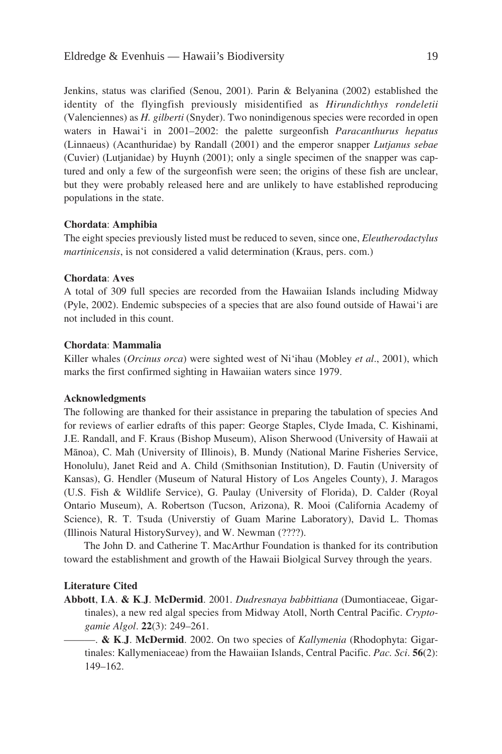Jenkins, status was clarified (Senou, 2001). Parin & Belyanina (2002) established the identity of the flyingfish previously misidentified as *Hirundichthys rondeletii* (Valenciennes) as *H. gilberti* (Snyder). Two nonindigenous species were recorded in open waters in Hawai'i in 2001–2002: the palette surgeonfish *Paracanthurus hepatus* (Linnaeus) (Acanthuridae) by Randall (2001) and the emperor snapper *Lutjanus sebae* (Cuvier) (Lutjanidae) by Huynh (2001); only a single specimen of the snapper was captured and only a few of the surgeonfish were seen; the origins of these fish are unclear, but they were probably released here and are unlikely to have established reproducing populations in the state.

**Chordata**: **Amphibia**

The eight species previously listed must be reduced to seven, since one, *Eleutherodactylus martinicensis*, is not considered a valid determination (Kraus, pers. com.)

**Chordata**: **Aves**

A total of 309 full species are recorded from the Hawaiian Islands including Midway (Pyle, 2002). Endemic subspecies of a species that are also found outside of Hawai'i are not included in this count.

**Chordata**: **Mammalia**

Killer whales (*Orcinus orca*) were sighted west of Ni'ihau (Mobley *et al*., 2001), which marks the first confirmed sighting in Hawaiian waters since 1979.

**Acknowledgments**

The following are thanked for their assistance in preparing the tabulation of species And for reviews of earlier edrafts of this paper: George Staples, Clyde Imada, C. Kishinami, J.E. Randall, and F. Kraus (Bishop Museum), Alison Sherwood (University of Hawaii at Mānoa), C. Mah (University of Illinois), B. Mundy (National Marine Fisheries Service, Honolulu), Janet Reid and A. Child (Smithsonian Institution), D. Fautin (University of Kansas), G. Hendler (Museum of Natural History of Los Angeles County), J. Maragos (U.S. Fish & Wildlife Service), G. Paulay (University of Florida), D. Calder (Royal Ontario Museum), A. Robertson (Tucson, Arizona), R. Mooi (California Academy of Science), R. T. Tsuda (Universtiy of Guam Marine Laboratory), David L. Thomas (Illinois Natural HistorySurvey), and W. Newman (????).

The John D. and Catherine T. MacArthur Foundation is thanked for its contribution toward the establishment and growth of the Hawaii Biolgical Survey through the years.

**Literature Cited**

**Abbott**, **I**.**A**. **& K**.**J**. **McDermid**. 2001. *Dudresnaya babbittiana* (Dumontiaceae, Gigartinales), a new red algal species from Midway Atoll, North Central Pacific. *Cryptogamie Algol*. **22**(3): 249–261.

———. **& K**.**J**. **McDermid**. 2002. On two species of *Kallymenia* (Rhodophyta: Gigartinales: Kallymeniaceae) from the Hawaiian Islands, Central Pacific. *Pac. Sci*. **56**(2): 149–162.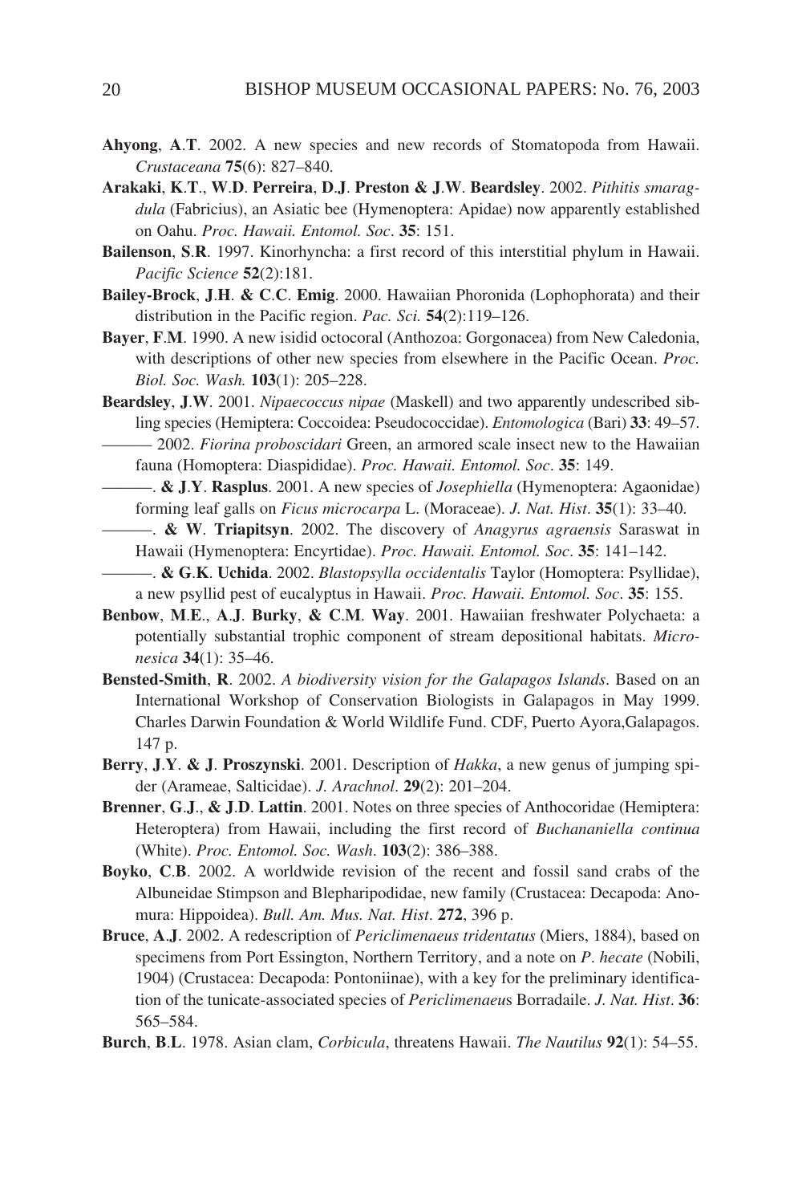**Ahyong**, **A**.**T**. 2002. A new species and new records of Stomatopoda from Hawaii. *Crustaceana* **75**(6): 827–840.

**Arakaki**, **K**.**T**., **W**.**D**. **Perreira**, **D**.**J**. **Preston & J**.**W**. **Beardsley**. 2002. *Pithitis smaragdula* (Fabricius), an Asiatic bee (Hymenoptera: Apidae) now apparently established on Oahu. *Proc. Hawaii. Entomol. Soc*. **35**: 151.

**Bailenson**, **S**.**R**. 1997. Kinorhyncha: a first record of this interstitial phylum in Hawaii. *Pacific Science* **52**(2):181.

**Bailey-Brock**, **J**.**H**. **& C**.**C**. **Emig**. 2000. Hawaiian Phoronida (Lophophorata) and their distribution in the Pacific region. *Pac. Sci.* **54**(2):119–126.

**Bayer**, **F**.**M**. 1990. A new isidid octocoral (Anthozoa: Gorgonacea) from New Caledonia, with descriptions of other new species from elsewhere in the Pacific Ocean. *Proc. Biol. Soc. Wash.* **103**(1): 205–228.

**Beardsley**, **J**.**W**. 2001. *Nipaecoccus nipae* (Maskell) and two apparently undescribed sibling species (Hemiptera: Coccoidea: Pseudococcidae). *Entomologica* (Bari) **33**: 49–57.

——— 2002. *Fiorina proboscidari* Green, an armored scale insect new to the Hawaiian fauna (Homoptera: Diaspididae). *Proc. Hawaii. Entomol. Soc*. **35**: 149.

———. **& J**.**Y**. **Rasplus**. 2001. A new species of *Josephiella* (Hymenoptera: Agaonidae) forming leaf galls on *Ficus microcarpa* L. (Moraceae). *J. Nat. Hist*. **35**(1): 33–40.

———. **& W**. **Triapitsyn**. 2002. The discovery of *Anagyrus agraensis* Saraswat in Hawaii (Hymenoptera: Encyrtidae). *Proc. Hawaii. Entomol. Soc*. **35**: 141–142.

———. **& G**.**K**. **Uchida**. 2002. *Blastopsylla occidentalis* Taylor (Homoptera: Psyllidae), a new psyllid pest of eucalyptus in Hawaii. *Proc. Hawaii. Entomol. Soc*. **35**: 155.

**Benbow**, **M**.**E**., **A**.**J**. **Burky**, **& C**.**M**. **Way**. 2001. Hawaiian freshwater Polychaeta: a potentially substantial trophic component of stream depositional habitats. *Micronesica* **34**(1): 35–46.

**Bensted-Smith**, **R**. 2002. *A biodiversity vision for the Galapagos Islands*. Based on an International Workshop of Conservation Biologists in Galapagos in May 1999. Charles Darwin Foundation & World Wildlife Fund. CDF, Puerto Ayora,Galapagos. 147 p.

**Berry**, **J**.**Y**. **& J**. **Proszynski**. 2001. Description of *Hakka*, a new genus of jumping spider (Arameae, Salticidae). *J. Arachnol*. **29**(2): 201–204.

**Brenner**, **G**.**J**., **& J**.**D**. **Lattin**. 2001. Notes on three species of Anthocoridae (Hemiptera: Heteroptera) from Hawaii, including the first record of *Buchananiella continua* (White). *Proc. Entomol. Soc. Wash*. **103**(2): 386–388.

**Boyko**, **C**.**B**. 2002. A worldwide revision of the recent and fossil sand crabs of the Albuneidae Stimpson and Blepharipodidae, new family (Crustacea: Decapoda: Anomura: Hippoidea). *Bull. Am. Mus. Nat. Hist*. **272**, 396 p.

**Bruce**, **A**.**J**. 2002. A redescription of *Periclimenaeus tridentatus* (Miers, 1884), based on specimens from Port Essington, Northern Territory, and a note on *P*. *hecate* (Nobili, 1904) (Crustacea: Decapoda: Pontoniinae), with a key for the preliminary identification of the tunicate-associated species of *Periclimenaeu*s Borradaile. *J. Nat. Hist*. **36**: 565–584.

**Burch**, **B**.**L**. 1978. Asian clam, *Corbicula*, threatens Hawaii. *The Nautilus* **92**(1): 54–55.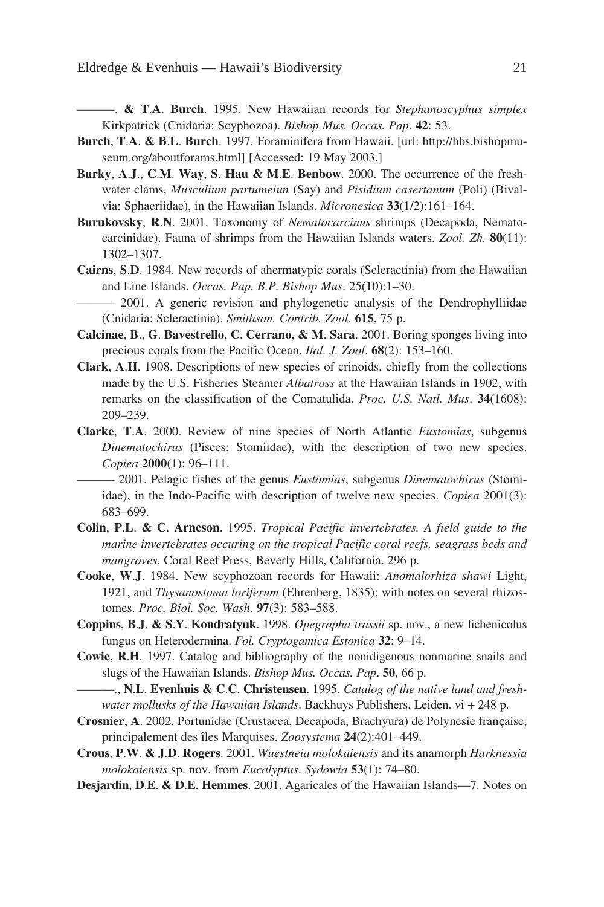———. **& T.A. Burch**. 1995. New Hawaiian records for *Stephanoscyphus simplex* Kirkpatrick (Cnidaria: Scyphozoa). *Bishop Mus. Occas. Pap*. **42**: 53.

**Burch**, **T.A. & B.L. Burch**. 1997. Foraminifera from Hawaii. [url: http://hbs.bishopmuseum.org/aboutforams.html] [Accessed: 19 May 2003.]

**Burky**, **A.J.**, **C.M. Way**, **S. Hau & M.E. Benbow**. 2000. The occurrence of the freshwater clams, *Musculium partumeiun* (Say) and *Pisidium casertanum* (Poli) (Bivalvia: Sphaeriidae), in the Hawaiian Islands. *Micronesica* **33**(1/2):161–164.

**Burukovsky**, **R.N**. 2001. Taxonomy of *Nematocarcinus* shrimps (Decapoda, Nematocarcinidae). Fauna of shrimps from the Hawaiian Islands waters. *Zool. Zh.* **80**(11): 1302–1307.

**Cairns**, **S.D**. 1984. New records of ahermatypic corals (Scleractinia) from the Hawaiian and Line Islands. *Occas. Pap. B.P. Bishop Mus*. 25(10):1–30.

——— 2001. A generic revision and phylogenetic analysis of the Dendrophylliidae (Cnidaria: Scleractinia). *Smithson. Contrib. Zool*. **615**, 75 p.

**Calcinae**, **B.**, **G. Bavestrello**, **C. Cerrano**, **& M. Sara**. 2001. Boring sponges living into precious corals from the Pacific Ocean. *Ital. J. Zool*. **68**(2): 153–160.

**Clark**, **A.H**. 1908. Descriptions of new species of crinoids, chiefly from the collections made by the U.S. Fisheries Steamer *Albatross* at the Hawaiian Islands in 1902, with remarks on the classification of the Comatulida. *Proc. U.S. Natl. Mus*. **34**(1608): 209–239.

**Clarke**, **T.A**. 2000. Review of nine species of North Atlantic *Eustomias*, subgenus *Dinematochirus* (Pisces: Stomiidae), with the description of two new species. *Copiea* **2000**(1): 96–111.

——— 2001. Pelagic fishes of the genus *Eustomias*, subgenus *Dinematochirus* (Stomiidae), in the Indo-Pacific with description of twelve new species. *Copiea* 2001(3): 683–699.

**Colin**, **P.L. & C. Arneson**. 1995. *Tropical Pacific invertebrates. A field guide to the marine invertebrates occuring on the tropical Pacific coral reefs, seagrass beds and mangroves*. Coral Reef Press, Beverly Hills, California. 296 p.

**Cooke**, **W.J**. 1984. New scyphozoan records for Hawaii: *Anomalorhiza shawi* Light, 1921, and *Thysanostoma loriferum* (Ehrenberg, 1835); with notes on several rhizostomes. *Proc. Biol. Soc. Wash*. **97**(3): 583–588.

**Coppins**, **B.J. & S.Y. Kondratyuk**. 1998. *Opegrapha trassii* sp. nov., a new lichenicolus fungus on Heterodermina. *Fol. Cryptogamica Estonica* **32**: 9–14.

**Cowie**, **R.H**. 1997. Catalog and bibliography of the nonidigenous nonmarine snails and slugs of the Hawaiian Islands. *Bishop Mus. Occas. Pap*. **50**, 66 p.

———., **N.L. Evenhuis & C.C. Christensen**. 1995. *Catalog of the native land and freshwater mollusks of the Hawaiian Islands*. Backhuys Publishers, Leiden. vi + 248 p.

**Crosnier**, **A**. 2002. Portunidae (Crustacea, Decapoda, Brachyura) de Polynesie française, principalement des îles Marquises. *Zoosystema* **24**(2):401–449.

**Crous**, **P.W. & J.D. Rogers**. 2001. *Wuestneia molokaiensis* and its anamorph *Harknessia molokaiensis* sp. nov. from *Eucalyptus*. *Sydowia* **53**(1): 74–80.

**Desjardin**, **D.E. & D.E. Hemmes**. 2001. Agaricales of the Hawaiian Islands—7. Notes on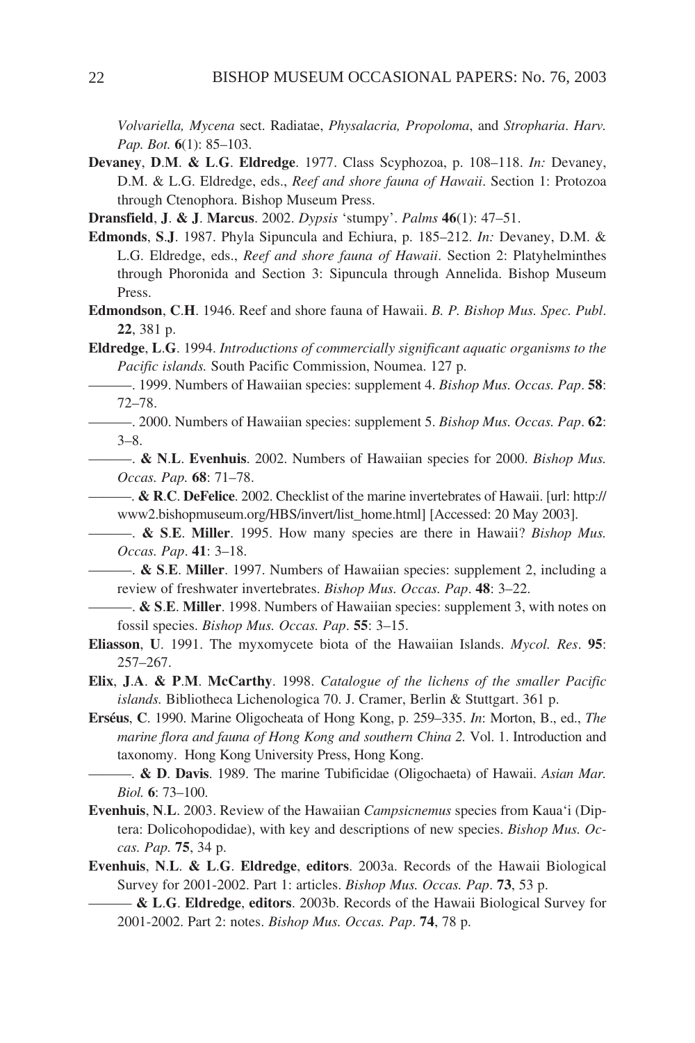*Volvariella, Mycena* sect. Radiatae, *Physalacria, Propoloma*, and *Stropharia*. *Harv. Pap. Bot.* **6**(1): 85–103.

**Devaney**, **D**.**M**. **& L**.**G**. **Eldredge**. 1977. Class Scyphozoa, p. 108–118. *In:* Devaney, D.M. & L.G. Eldredge, eds., *Reef and shore fauna of Hawaii*. Section 1: Protozoa through Ctenophora. Bishop Museum Press.

**Dransfield**, **J**. **& J**. **Marcus**. 2002. *Dypsis* 'stumpy'. *Palms* **46**(1): 47–51.

**Edmonds**, **S**.**J**. 1987. Phyla Sipuncula and Echiura, p. 185–212. *In:* Devaney, D.M. & L.G. Eldredge, eds., *Reef and shore fauna of Hawaii*. Section 2: Platyhelminthes through Phoronida and Section 3: Sipuncula through Annelida. Bishop Museum Press.

**Edmondson**, **C**.**H**. 1946. Reef and shore fauna of Hawaii. *B. P. Bishop Mus. Spec. Publ*. **22**, 381 p.

**Eldredge**, **L**.**G**. 1994. *Introductions of commercially significant aquatic organisms to the Pacific islands.* South Pacific Commission, Noumea. 127 p.

———. 1999. Numbers of Hawaiian species: supplement 4. *Bishop Mus. Occas. Pap*. **58**: 72–78.

———. 2000. Numbers of Hawaiian species: supplement 5. *Bishop Mus. Occas. Pap*. **62**: 3–8.

———. **& N**.**L**. **Evenhuis**. 2002. Numbers of Hawaiian species for 2000. *Bishop Mus. Occas. Pap.* **68**: 71–78.

———. **& R**.**C**. **DeFelice**. 2002. Checklist of the marine invertebrates of Hawaii. [url: http://www2.bishopmuseum.org/HBS/invert/list_home.html] [Accessed: 20 May 2003].

———. **& S**.**E**. **Miller**. 1995. How many species are there in Hawaii? *Bishop Mus. Occas. Pap*. **41**: 3–18.

———. **& S**.**E**. **Miller**. 1997. Numbers of Hawaiian species: supplement 2, including a review of freshwater invertebrates. *Bishop Mus. Occas. Pap*. **48**: 3–22.

———. **& S**.**E**. **Miller**. 1998. Numbers of Hawaiian species: supplement 3, with notes on fossil species. *Bishop Mus. Occas. Pap*. **55**: 3–15.

**Eliasson**, **U**. 1991. The myxomycete biota of the Hawaiian Islands. *Mycol. Res*. **95**: 257–267.

**Elix**, **J**.**A**. **& P**.**M**. **McCarthy**. 1998. *Catalogue of the lichens of the smaller Pacific islands.* Bibliotheca Lichenologica 70. J. Cramer, Berlin & Stuttgart. 361 p.

**Erséus**, **C**. 1990. Marine Oligocheata of Hong Kong, p. 259–335. *In*: Morton, B., ed., *The marine flora and fauna of Hong Kong and southern China 2.* Vol. 1. Introduction and taxonomy. Hong Kong University Press, Hong Kong.

———. **& D**. **Davis**. 1989. The marine Tubificidae (Oligochaeta) of Hawaii. *Asian Mar. Biol.* **6**: 73–100.

**Evenhuis**, **N**.**L**. 2003. Review of the Hawaiian *Campsicnemus* species from Kaua'i (Diptera: Dolicohopodidae), with key and descriptions of new species. *Bishop Mus. Occas. Pap.* **75**, 34 p.

**Evenhuis**, **N**.**L**. **& L**.**G**. **Eldredge**, **editors**. 2003a. Records of the Hawaii Biological Survey for 2001-2002. Part 1: articles. *Bishop Mus. Occas. Pap*. **73**, 53 p.

——— **& L**.**G**. **Eldredge**, **editors**. 2003b. Records of the Hawaii Biological Survey for 2001-2002. Part 2: notes. *Bishop Mus. Occas. Pap*. **74**, 78 p.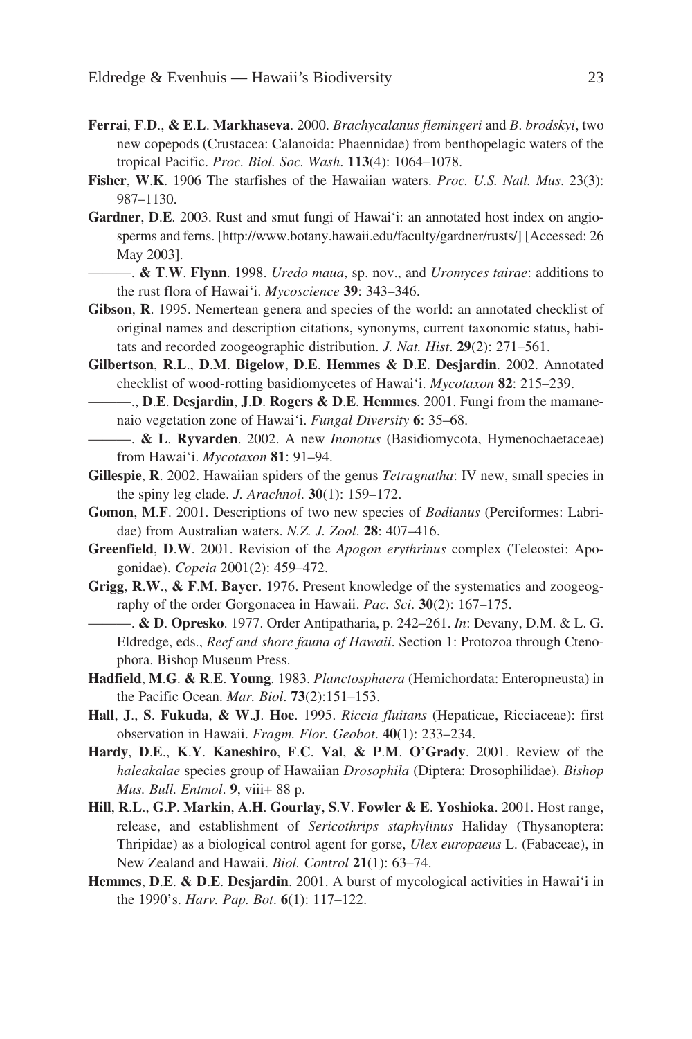**Ferrai**, **F**.**D**., **& E**.**L**. **Markhaseva**. 2000. *Brachycalanus flemingeri* and *B*. *brodskyi*, two new copepods (Crustacea: Calanoida: Phaennidae) from benthopelagic waters of the tropical Pacific. *Proc. Biol. Soc. Wash*. **113**(4): 1064–1078.

**Fisher**, **W**.**K**. 1906 The starfishes of the Hawaiian waters. *Proc. U.S. Natl. Mus*. 23(3): 987–1130.

**Gardner**, **D**.**E**. 2003. Rust and smut fungi of Hawai'i: an annotated host index on angiosperms and ferns. [http://www.botany.hawaii.edu/faculty/gardner/rusts/] [Accessed: 26 May 2003].

———. **& T**.**W**. **Flynn**. 1998. *Uredo maua*, sp. nov., and *Uromyces tairae*: additions to the rust flora of Hawai'i. *Mycoscience* **39**: 343–346.

**Gibson**, **R**. 1995. Nemertean genera and species of the world: an annotated checklist of original names and description citations, synonyms, current taxonomic status, habitats and recorded zoogeographic distribution. *J. Nat. Hist*. **29**(2): 271–561.

**Gilbertson**, **R**.**L**., **D**.**M**. **Bigelow**, **D**.**E**. **Hemmes & D**.**E**. **Desjardin**. 2002. Annotated checklist of wood-rotting basidiomycetes of Hawai'i. *Mycotaxon* **82**: 215–239.

———., **D**.**E**. **Desjardin**, **J**.**D**. **Rogers & D**.**E**. **Hemmes**. 2001. Fungi from the mamane-naio vegetation zone of Hawai'i. *Fungal Diversity* **6**: 35–68.

———. **& L**. **Ryvarden**. 2002. A new *Inonotus* (Basidiomycota, Hymenochaetaceae) from Hawai'i. *Mycotaxon* **81**: 91–94.

**Gillespie**, **R**. 2002. Hawaiian spiders of the genus *Tetragnatha*: IV new, small species in the spiny leg clade. *J. Arachnol*. **30**(1): 159–172.

**Gomon**, **M**.**F**. 2001. Descriptions of two new species of *Bodianus* (Perciformes: Labridae) from Australian waters. *N.Z. J. Zool*. **28**: 407–416.

**Greenfield**, **D**.**W**. 2001. Revision of the *Apogon erythrinus* complex (Teleostei: Apogonidae). *Copeia* 2001(2): 459–472.

**Grigg**, **R**.**W**., **& F**.**M**. **Bayer**. 1976. Present knowledge of the systematics and zoogeography of the order Gorgonacea in Hawaii. *Pac. Sci*. **30**(2): 167–175.

———. **& D**. **Opresko**. 1977. Order Antipatharia, p. 242–261. *In*: Devany, D.M. & L. G. Eldredge, eds., *Reef and shore fauna of Hawaii*. Section 1: Protozoa through Ctenophora. Bishop Museum Press.

**Hadfield**, **M**.**G**. **& R**.**E**. **Young**. 1983. *Planctosphaera* (Hemichordata: Enteropneusta) in the Pacific Ocean. *Mar. Biol*. **73**(2):151–153.

**Hall**, **J**., **S**. **Fukuda**, **& W**.**J**. **Hoe**. 1995. *Riccia fluitans* (Hepaticae, Ricciaceae): first observation in Hawaii. *Fragm. Flor. Geobot*. **40**(1): 233–234.

**Hardy**, **D**.**E**., **K**.**Y**. **Kaneshiro**, **F**.**C**. **Val**, **& P**.**M**. **O'Grady**. 2001. Review of the *haleakalae* species group of Hawaiian *Drosophila* (Diptera: Drosophilidae). *Bishop Mus. Bull. Entmol*. **9**, viii+ 88 p.

**Hill**, **R**.**L**., **G**.**P**. **Markin**, **A**.**H**. **Gourlay**, **S**.**V**. **Fowler & E**. **Yoshioka**. 2001. Host range, release, and establishment of *Sericothrips staphylinus* Haliday (Thysanoptera: Thripidae) as a biological control agent for gorse, *Ulex europaeus* L. (Fabaceae), in New Zealand and Hawaii. *Biol. Control* **21**(1): 63–74.

**Hemmes**, **D**.**E**. **& D**.**E**. **Desjardin**. 2001. A burst of mycological activities in Hawai'i in the 1990's. *Harv. Pap. Bot*. **6**(1): 117–122.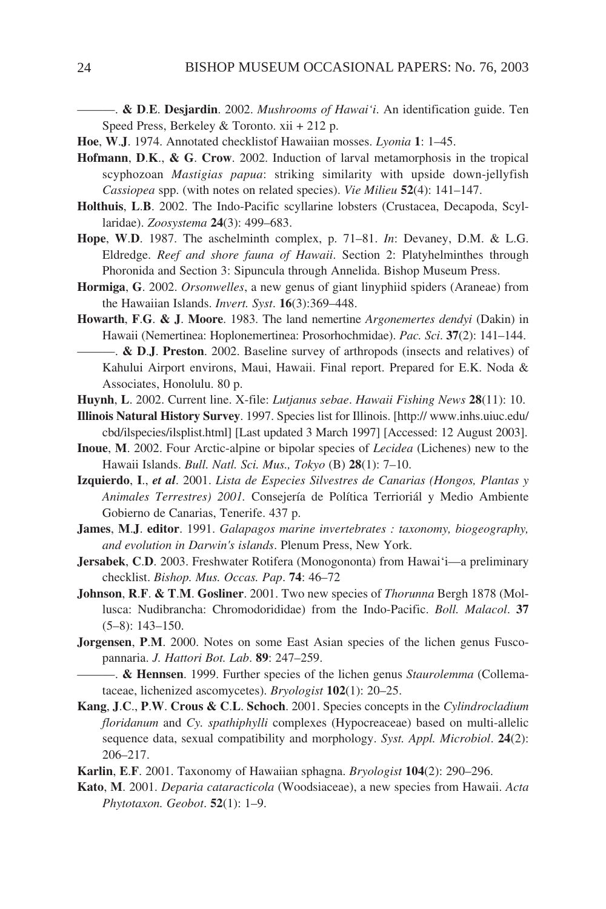———. **& D**.**E**. **Desjardin**. 2002. *Mushrooms of Hawai'i*. An identification guide. Ten Speed Press, Berkeley & Toronto. xii + 212 p.

**Hoe**, **W**.**J**. 1974. Annotated checklistof Hawaiian mosses. *Lyonia* **1**: 1–45.

**Hofmann**, **D**.**K**., **& G**. **Crow**. 2002. Induction of larval metamorphosis in the tropical scyphozoan *Mastigias papua*: striking similarity with upside down-jellyfish *Cassiopea* spp. (with notes on related species). *Vie Milieu* **52**(4): 141–147.

**Holthuis**, **L**.**B**. 2002. The Indo-Pacific scyllarine lobsters (Crustacea, Decapoda, Scyllaridae). *Zoosystema* **24**(3): 499–683.

**Hope**, **W**.**D**. 1987. The aschelminth complex, p. 71–81. *In*: Devaney, D.M. & L.G. Eldredge. *Reef and shore fauna of Hawaii*. Section 2: Platyhelminthes through Phoronida and Section 3: Sipuncula through Annelida. Bishop Museum Press.

**Hormiga**, **G**. 2002. *Orsonwelles*, a new genus of giant linyphiid spiders (Araneae) from the Hawaiian Islands. *Invert. Syst*. **16**(3):369–448.

**Howarth**, **F**.**G**. **& J**. **Moore**. 1983. The land nemertine *Argonemertes dendyi* (Dakin) in Hawaii (Nemertinea: Hoplonemertinea: Prosorhochmidae). *Pac. Sci*. **37**(2): 141–144.

———. **& D**.**J**. **Preston**. 2002. Baseline survey of arthropods (insects and relatives) of Kahului Airport environs, Maui, Hawaii. Final report. Prepared for E.K. Noda & Associates, Honolulu. 80 p.

**Huynh**, **L**. 2002. Current line. X-file: *Lutjanus sebae*. *Hawaii Fishing News* **28**(11): 10.

**Illinois Natural History Survey**. 1997. Species list for Illinois. [http:// www.inhs.uiuc.edu/cbd/ilspecies/ilsplist.html] [Last updated 3 March 1997] [Accessed: 12 August 2003].

**Inoue**, **M**. 2002. Four Arctic-alpine or bipolar species of *Lecidea* (Lichenes) new to the Hawaii Islands. *Bull. Natl. Sci. Mus., Tokyo* (B) **28**(1): 7–10.

**Izquierdo**, **I**., ***et al***. 2001. *Lista de Especies Silvestres de Canarias (Hongos, Plantas y Animales Terrestres) 2001*. Consejería de Política Terrioriál y Medio Ambiente Gobierno de Canarias, Tenerife. 437 p.

**James**, **M**.**J**. **editor**. 1991. *Galapagos marine invertebrates : taxonomy, biogeography, and evolution in Darwin's islands*. Plenum Press, New York.

**Jersabek**, **C**.**D**. 2003. Freshwater Rotifera (Monogononta) from Hawai'i—a preliminary checklist. *Bishop. Mus. Occas. Pap*. **74**: 46–72

**Johnson**, **R**.**F**. **& T**.**M**. **Gosliner**. 2001. Two new species of *Thorunna* Bergh 1878 (Mollusca: Nudibrancha: Chromodorididae) from the Indo-Pacific. *Boll. Malacol*. **37** (5–8): 143–150.

**Jorgensen**, **P**.**M**. 2000. Notes on some East Asian species of the lichen genus Fuscopannaria. *J. Hattori Bot. Lab*. **89**: 247–259.

———. **& Hennsen**. 1999. Further species of the lichen genus *Staurolemma* (Collemataceae, lichenized ascomycetes). *Bryologist* **102**(1): 20–25.

**Kang**, **J**.**C**., **P**.**W**. **Crous & C**.**L**. **Schoch**. 2001. Species concepts in the *Cylindrocladium floridanum* and *Cy. spathiphylli* complexes (Hypocreaceae) based on multi-allelic sequence data, sexual compatibility and morphology. *Syst. Appl. Microbiol*. **24**(2): 206–217.

**Karlin**, **E**.**F**. 2001. Taxonomy of Hawaiian sphagna. *Bryologist* **104**(2): 290–296.

**Kato**, **M**. 2001. *Deparia cataracticola* (Woodsiaceae), a new species from Hawaii. *Acta Phytotaxon. Geobot*. **52**(1): 1–9.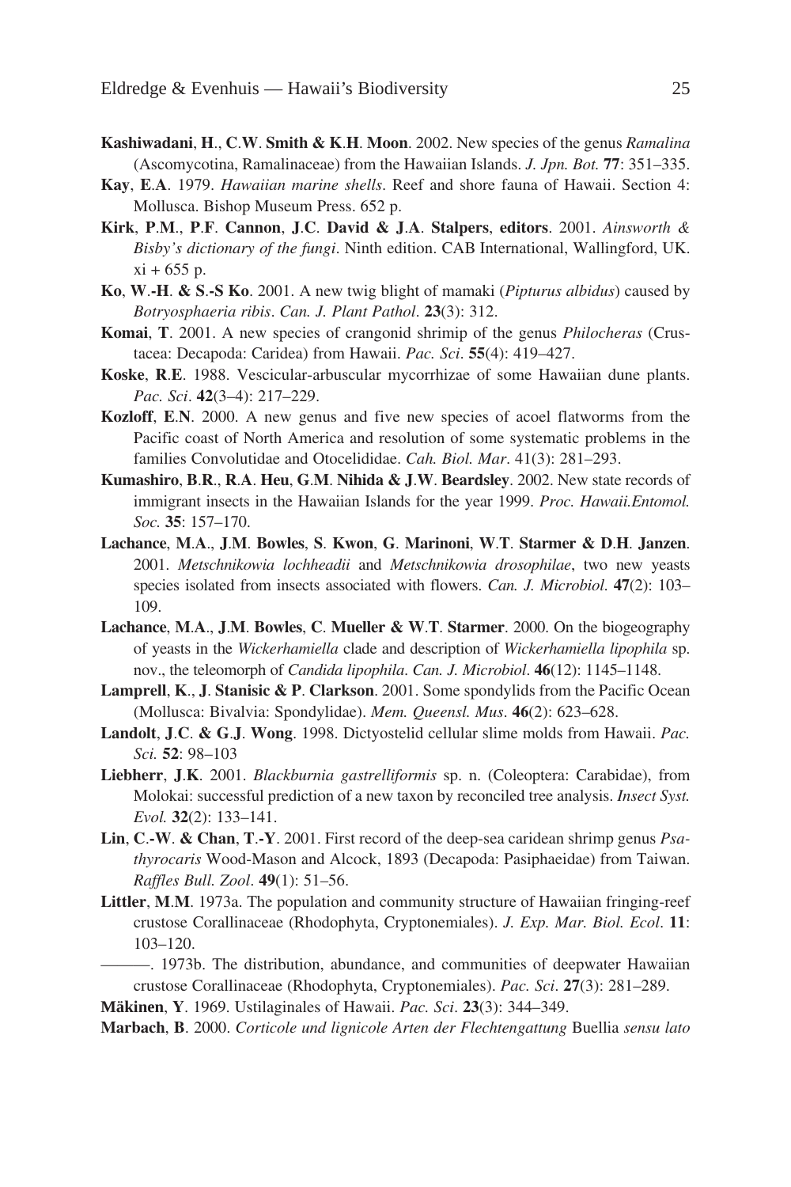**Kashiwadani**, **H**., **C**.**W**. **Smith & K**.**H**. **Moon**. 2002. New species of the genus *Ramalina* (Ascomycotina, Ramalinaceae) from the Hawaiian Islands. *J. Jpn. Bot.* **77**: 351–335.

**Kay**, **E**.**A**. 1979. *Hawaiian marine shells*. Reef and shore fauna of Hawaii. Section 4: Mollusca. Bishop Museum Press. 652 p.

**Kirk**, **P**.**M**., **P**.**F**. **Cannon**, **J**.**C**. **David & J**.**A**. **Stalpers**, **editors**. 2001. *Ainsworth & Bisby's dictionary of the fungi*. Ninth edition. CAB International, Wallingford, UK. xi + 655 p.

**Ko**, **W**.**-H**. **& S**.**-S Ko**. 2001. A new twig blight of mamaki (*Pipturus albidus*) caused by *Botryosphaeria ribis*. *Can. J. Plant Pathol*. **23**(3): 312.

**Komai**, **T**. 2001. A new species of crangonid shrimip of the genus *Philocheras* (Crustacea: Decapoda: Caridea) from Hawaii. *Pac. Sci*. **55**(4): 419–427.

**Koske**, **R**.**E**. 1988. Vescicular-arbuscular mycorrhizae of some Hawaiian dune plants. *Pac. Sci*. **42**(3–4): 217–229.

**Kozloff**, **E**.**N**. 2000. A new genus and five new species of acoel flatworms from the Pacific coast of North America and resolution of some systematic problems in the families Convolutidae and Otocelididae. *Cah. Biol. Mar*. 41(3): 281–293.

**Kumashiro**, **B**.**R**., **R**.**A**. **Heu**, **G**.**M**. **Nihida & J**.**W**. **Beardsley**. 2002. New state records of immigrant insects in the Hawaiian Islands for the year 1999. *Proc. Hawaii.Entomol. Soc.* **35**: 157–170.

**Lachance**, **M**.**A**., **J**.**M**. **Bowles**, **S**. **Kwon**, **G**. **Marinoni**, **W**.**T**. **Starmer & D**.**H**. **Janzen**. 2001. *Metschnikowia lochheadii* and *Metschnikowia drosophilae*, two new yeasts species isolated from insects associated with flowers. *Can. J. Microbiol*. **47**(2): 103–109.

**Lachance**, **M**.**A**., **J**.**M**. **Bowles**, **C**. **Mueller & W**.**T**. **Starmer**. 2000. On the biogeography of yeasts in the *Wickerhamiella* clade and description of *Wickerhamiella lipophila* sp. nov., the teleomorph of *Candida lipophila*. *Can. J. Microbiol*. **46**(12): 1145–1148.

**Lamprell**, **K**., **J**. **Stanisic & P**. **Clarkson**. 2001. Some spondylids from the Pacific Ocean (Mollusca: Bivalvia: Spondylidae). *Mem. Queensl. Mus*. **46**(2): 623–628.

**Landolt**, **J**.**C**. **& G**.**J**. **Wong**. 1998. Dictyostelid cellular slime molds from Hawaii. *Pac. Sci.* **52**: 98–103

**Liebherr**, **J**.**K**. 2001. *Blackburnia gastrelliformis* sp. n. (Coleoptera: Carabidae), from Molokai: successful prediction of a new taxon by reconciled tree analysis. *Insect Syst. Evol.* **32**(2): 133–141.

**Lin**, **C**.**-W**. **& Chan**, **T**.**-Y**. 2001. First record of the deep-sea caridean shrimp genus *Psathyrocaris* Wood-Mason and Alcock, 1893 (Decapoda: Pasiphaeidae) from Taiwan. *Raffles Bull. Zool*. **49**(1): 51–56.

**Littler**, **M**.**M**. 1973a. The population and community structure of Hawaiian fringing-reef crustose Corallinaceae (Rhodophyta, Cryptonemiales). *J. Exp. Mar. Biol. Ecol*. **11**: 103–120.

———. 1973b. The distribution, abundance, and communities of deepwater Hawaiian crustose Corallinaceae (Rhodophyta, Cryptonemiales). *Pac. Sci*. **27**(3): 281–289.

**Mäkinen**, **Y**. 1969. Ustilaginales of Hawaii. *Pac. Sci*. **23**(3): 344–349.

**Marbach**, **B**. 2000. *Corticole und lignicole Arten der Flechtengattung* Buellia *sensu lato*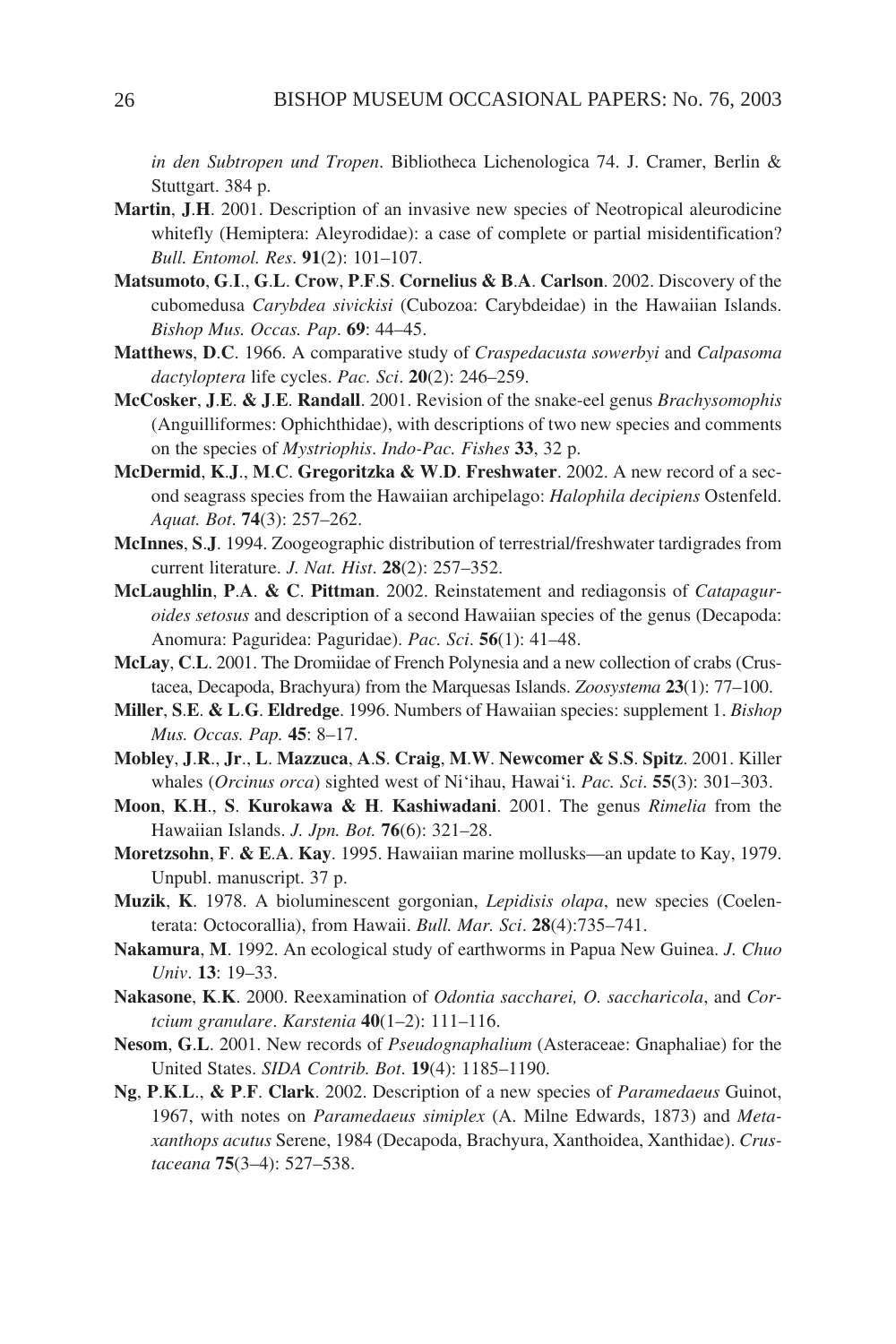*in den Subtropen und Tropen*. Bibliotheca Lichenologica 74. J. Cramer, Berlin & Stuttgart. 384 p.

**Martin**, **J**.**H**. 2001. Description of an invasive new species of Neotropical aleurodicine whitefly (Hemiptera: Aleyrodidae): a case of complete or partial misidentification? *Bull. Entomol. Res*. **91**(2): 101–107.

**Matsumoto**, **G**.**I**., **G**.**L**. **Crow**, **P**.**F**.**S**. **Cornelius & B**.**A**. **Carlson**. 2002. Discovery of the cubomedusa *Carybdea sivickisi* (Cubozoa: Carybdeidae) in the Hawaiian Islands. *Bishop Mus. Occas. Pap*. **69**: 44–45.

**Matthews**, **D**.**C**. 1966. A comparative study of *Craspedacusta sowerbyi* and *Calpasoma dactyloptera* life cycles. *Pac. Sci*. **20**(2): 246–259.

**McCosker**, **J**.**E**. **& J**.**E**. **Randall**. 2001. Revision of the snake-eel genus *Brachysomophis* (Anguilliformes: Ophichthidae), with descriptions of two new species and comments on the species of *Mystriophis*. *Indo-Pac. Fishes* **33**, 32 p.

**McDermid**, **K**.**J**., **M**.**C**. **Gregoritzka & W**.**D**. **Freshwater**. 2002. A new record of a second seagrass species from the Hawaiian archipelago: *Halophila decipiens* Ostenfeld. *Aquat. Bot*. **74**(3): 257–262.

**McInnes**, **S**.**J**. 1994. Zoogeographic distribution of terrestrial/freshwater tardigrades from current literature. *J. Nat. Hist*. **28**(2): 257–352.

**McLaughlin**, **P**.**A**. **& C**. **Pittman**. 2002. Reinstatement and rediagonsis of *Catapaguroides setosus* and description of a second Hawaiian species of the genus (Decapoda: Anomura: Paguridea: Paguridae). *Pac. Sci*. **56**(1): 41–48.

**McLay**, **C**.**L**. 2001. The Dromiidae of French Polynesia and a new collection of crabs (Crustacea, Decapoda, Brachyura) from the Marquesas Islands. *Zoosystema* **23**(1): 77–100.

**Miller**, **S**.**E**. **& L**.**G**. **Eldredge**. 1996. Numbers of Hawaiian species: supplement 1. *Bishop Mus. Occas. Pap.* **45**: 8–17.

**Mobley**, **J**.**R**., **Jr**., **L**. **Mazzuca**, **A**.**S**. **Craig**, **M**.**W**. **Newcomer & S**.**S**. **Spitz**. 2001. Killer whales (*Orcinus orca*) sighted west of Ni'ihau, Hawai'i. *Pac. Sci*. **55**(3): 301–303.

**Moon**, **K**.**H**., **S**. **Kurokawa & H**. **Kashiwadani**. 2001. The genus *Rimelia* from the Hawaiian Islands. *J. Jpn. Bot.* **76**(6): 321–28.

**Moretzsohn**, **F**. **& E**.**A**. **Kay**. 1995. Hawaiian marine mollusks—an update to Kay, 1979. Unpubl. manuscript. 37 p.

**Muzik**, **K**. 1978. A bioluminescent gorgonian, *Lepidisis olapa*, new species (Coelenterata: Octocorallia), from Hawaii. *Bull. Mar. Sci*. **28**(4):735–741.

**Nakamura**, **M**. 1992. An ecological study of earthworms in Papua New Guinea. *J. Chuo Univ*. **13**: 19–33.

**Nakasone**, **K**.**K**. 2000. Reexamination of *Odontia saccharei, O. saccharicola*, and *Cortcium granulare*. *Karstenia* **40**(1–2): 111–116.

**Nesom**, **G**.**L**. 2001. New records of *Pseudognaphalium* (Asteraceae: Gnaphaliae) for the United States. *SIDA Contrib. Bot*. **19**(4): 1185–1190.

**Ng**, **P**.**K**.**L**., **& P**.**F**. **Clark**. 2002. Description of a new species of *Paramedaeus* Guinot, 1967, with notes on *Paramedaeus simiplex* (A. Milne Edwards, 1873) and *Metaxanthops acutus* Serene, 1984 (Decapoda, Brachyura, Xanthoidea, Xanthidae). *Crustaceana* **75**(3–4): 527–538.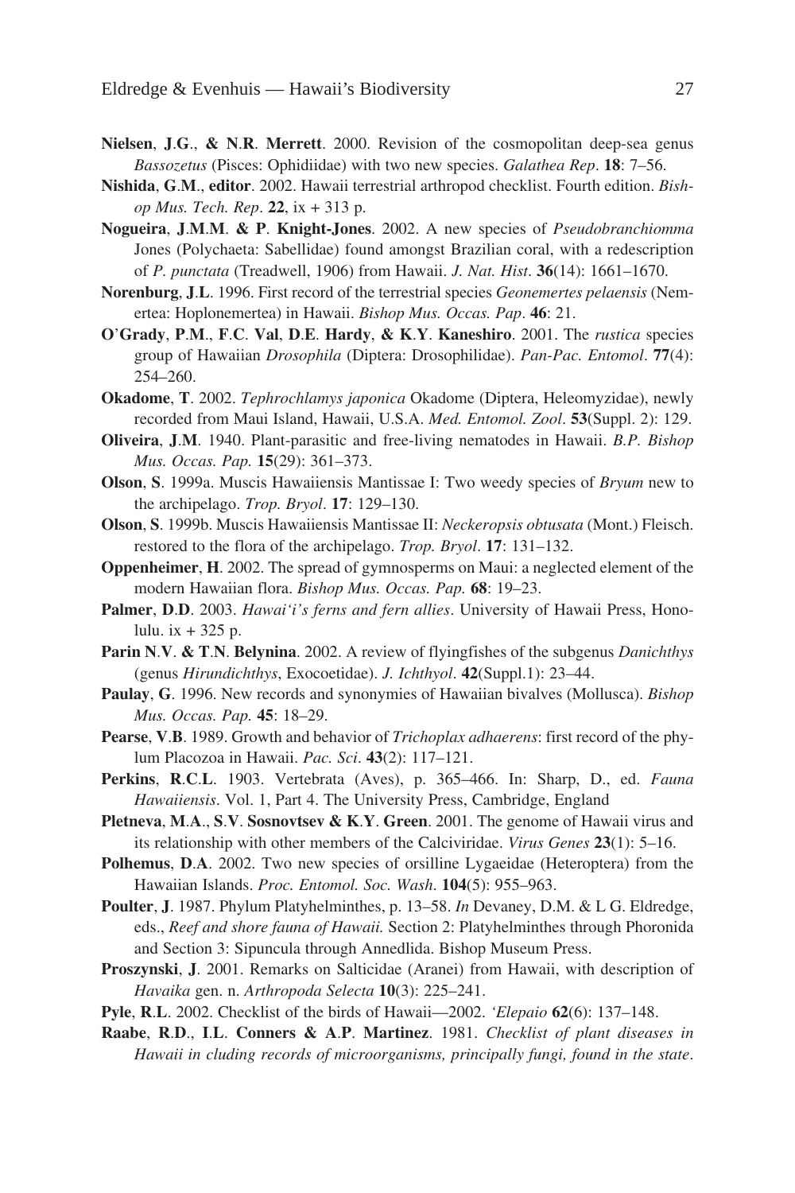**Nielsen**, **J**.**G**., **&** **N**.**R**. **Merrett**. 2000. Revision of the cosmopolitan deep-sea genus *Bassozetus* (Pisces: Ophidiidae) with two new species. *Galathea Rep*. **18**: 7–56.

**Nishida**, **G**.**M**., **editor**. 2002. Hawaii terrestrial arthropod checklist. Fourth edition. *Bishop Mus. Tech. Rep*. **22**, ix + 313 p.

**Nogueira**, **J**.**M**.**M**. **&** **P**. **Knight-Jones**. 2002. A new species of *Pseudobranchiomma* Jones (Polychaeta: Sabellidae) found amongst Brazilian coral, with a redescription of *P. punctata* (Treadwell, 1906) from Hawaii. *J. Nat. Hist*. **36**(14): 1661–1670.

**Norenburg**, **J**.**L**. 1996. First record of the terrestrial species *Geonemertes pelaensis* (Nemertea: Hoplonemertea) in Hawaii. *Bishop Mus. Occas. Pap*. **46**: 21.

**O'Grady**, **P**.**M**., **F**.**C**. **Val**, **D**.**E**. **Hardy**, **&** **K**.**Y**. **Kaneshiro**. 2001. The *rustica* species group of Hawaiian *Drosophila* (Diptera: Drosophilidae). *Pan-Pac. Entomol*. **77**(4): 254–260.

**Okadome**, **T**. 2002. *Tephrochlamys japonica* Okadome (Diptera, Heleomyzidae), newly recorded from Maui Island, Hawaii, U.S.A. *Med. Entomol. Zool*. **53**(Suppl. 2): 129.

**Oliveira**, **J**.**M**. 1940. Plant-parasitic and free-living nematodes in Hawaii. *B.P. Bishop Mus. Occas. Pap.* **15**(29): 361–373.

**Olson**, **S**. 1999a. Muscis Hawaiiensis Mantissae I: Two weedy species of *Bryum* new to the archipelago. *Trop. Bryol*. **17**: 129–130.

**Olson**, **S**. 1999b. Muscis Hawaiiensis Mantissae II: *Neckeropsis obtusata* (Mont.) Fleisch. restored to the flora of the archipelago. *Trop. Bryol*. **17**: 131–132.

**Oppenheimer**, **H**. 2002. The spread of gymnosperms on Maui: a neglected element of the modern Hawaiian flora. *Bishop Mus. Occas. Pap.* **68**: 19–23.

**Palmer**, **D**.**D**. 2003. *Hawai'i's ferns and fern allies*. University of Hawaii Press, Honolulu. ix + 325 p.

**Parin** **N**.**V**. **&** **T**.**N**. **Belynina**. 2002. A review of flyingfishes of the subgenus *Danichthys* (genus *Hirundichthys*, Exocoetidae). *J. Ichthyol*. **42**(Suppl.1): 23–44.

**Paulay**, **G**. 1996. New records and synonymies of Hawaiian bivalves (Mollusca). *Bishop Mus. Occas. Pap.* **45**: 18–29.

**Pearse**, **V**.**B**. 1989. Growth and behavior of *Trichoplax adhaerens*: first record of the phylum Placozoa in Hawaii. *Pac. Sci*. **43**(2): 117–121.

**Perkins**, **R**.**C**.**L**. 1903. Vertebrata (Aves), p. 365–466. In: Sharp, D., ed. *Fauna Hawaiiensis*. Vol. 1, Part 4. The University Press, Cambridge, England

**Pletneva**, **M**.**A**., **S**.**V**. **Sosnovtsev** **&** **K**.**Y**. **Green**. 2001. The genome of Hawaii virus and its relationship with other members of the Calciviridae. *Virus Genes* **23**(1): 5–16.

**Polhemus**, **D**.**A**. 2002. Two new species of orsilline Lygaeidae (Heteroptera) from the Hawaiian Islands. *Proc. Entomol. Soc. Wash*. **104**(5): 955–963.

**Poulter**, **J**. 1987. Phylum Platyhelminthes, p. 13–58. *In* Devaney, D.M. & L G. Eldredge, eds., *Reef and shore fauna of Hawaii.* Section 2: Platyhelminthes through Phoronida and Section 3: Sipuncula through Annedlida. Bishop Museum Press.

**Proszynski**, **J**. 2001. Remarks on Salticidae (Aranei) from Hawaii, with description of *Havaika* gen. n. *Arthropoda Selecta* **10**(3): 225–241.

**Pyle**, **R**.**L**. 2002. Checklist of the birds of Hawaii—2002. *'Elepaio* **62**(6): 137–148.

**Raabe**, **R**.**D**., **I**.**L**. **Conners** **&** **A**.**P**. **Martinez**. 1981. *Checklist of plant diseases in Hawaii in cluding records of microorganisms, principally fungi, found in the state*.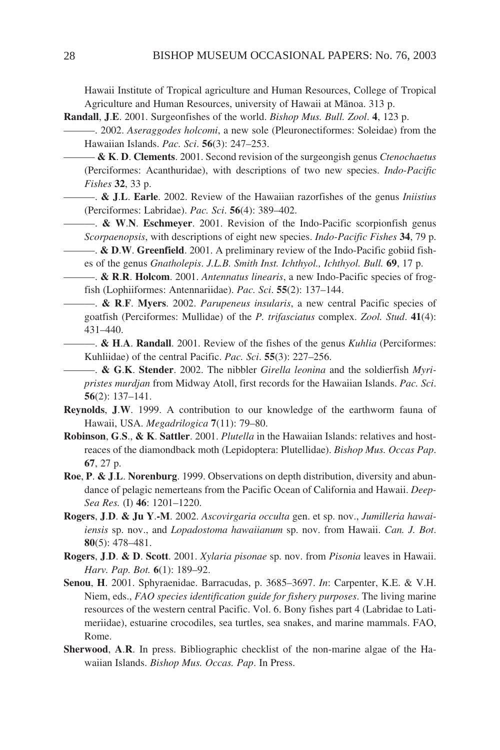Hawaii Institute of Tropical agriculture and Human Resources, College of Tropical Agriculture and Human Resources, university of Hawaii at Mānoa. 313 p.

**Randall**, **J**.**E**. 2001. Surgeonfishes of the world. *Bishop Mus. Bull. Zool*. **4**, 123 p.

———. 2002. *Aseraggodes holcomi*, a new sole (Pleuronectiformes: Soleidae) from the Hawaiian Islands. *Pac. Sci*. **56**(3): 247–253.

——— **& K**. **D**. **Clements**. 2001. Second revision of the surgeongish genus *Ctenochaetus* (Perciformes: Acanthuridae), with descriptions of two new species. *Indo-Pacific Fishes* **32**, 33 p.

———. **& J**.**L**. **Earle**. 2002. Review of the Hawaiian razorfishes of the genus *Iniistius* (Perciformes: Labridae). *Pac. Sci*. **56**(4): 389–402.

———. **& W**.**N**. **Eschmeyer**. 2001. Revision of the Indo-Pacific scorpionfish genus *Scorpaenopsis*, with descriptions of eight new species. *Indo-Pacific Fishes* **34**, 79 p.

———. **& D**.**W**. **Greenfield**. 2001. A preliminary review of the Indo-Pacific gobiid fishes of the genus *Gnatholepis*. *J.L.B. Smith Inst. Ichthyol., Ichthyol. Bull.* **69**, 17 p.

———. **& R**.**R**. **Holcom**. 2001. *Antennatus linearis*, a new Indo-Pacific species of frogfish (Lophiiformes: Antennariidae). *Pac. Sci*. **55**(2): 137–144.

———. **& R**.**F**. **Myers**. 2002. *Parupeneus insularis*, a new central Pacific species of goatfish (Perciformes: Mullidae) of the *P. trifasciatus* complex. *Zool. Stud*. **41**(4): 431–440.

———. **& H**.**A**. **Randall**. 2001. Review of the fishes of the genus *Kuhlia* (Perciformes: Kuhliidae) of the central Pacific. *Pac. Sci*. **55**(3): 227–256.

———. **& G**.**K**. **Stender**. 2002. The nibbler *Girella leonina* and the soldierfish *Myripristes murdjan* from Midway Atoll, first records for the Hawaiian Islands. *Pac. Sci*. **56**(2): 137–141.

**Reynolds**, **J**.**W**. 1999. A contribution to our knowledge of the earthworm fauna of Hawaii, USA. *Megadrilogica* **7**(11): 79–80.

**Robinson**, **G**.**S**., **& K**. **Sattler**. 2001. *Plutella* in the Hawaiian Islands: relatives and hostreaces of the diamondback moth (Lepidoptera: Plutellidae). *Bishop Mus. Occas Pap*. **67**, 27 p.

**Roe**, **P**. **& J**.**L**. **Norenburg**. 1999. Observations on depth distribution, diversity and abundance of pelagic nemerteans from the Pacific Ocean of California and Hawaii. *Deep-Sea Res.* (I) **46**: 1201–1220.

**Rogers**, **J**.**D**. **& Ju Y**.**-M**. 2002. *Ascovirgaria occulta* gen. et sp. nov., *Jumilleria hawaiiensis* sp. nov., and *Lopadostoma hawaiianum* sp. nov. from Hawaii. *Can. J. Bot*. **80**(5): 478–481.

**Rogers**, **J**.**D**. **& D**. **Scott**. 2001. *Xylaria pisonae* sp. nov. from *Pisonia* leaves in Hawaii. *Harv. Pap. Bot.* **6**(1): 189–92.

**Senou**, **H**. 2001. Sphyraenidae. Barracudas, p. 3685–3697. *In*: Carpenter, K.E. & V.H. Niem, eds., *FAO species identification guide for fishery purposes*. The living marine resources of the western central Pacific. Vol. 6. Bony fishes part 4 (Labridae to Latimeriidae), estuarine crocodiles, sea turtles, sea snakes, and marine mammals. FAO, Rome.

**Sherwood**, **A**.**R**. In press. Bibliographic checklist of the non-marine algae of the Hawaiian Islands. *Bishop Mus. Occas. Pap*. In Press.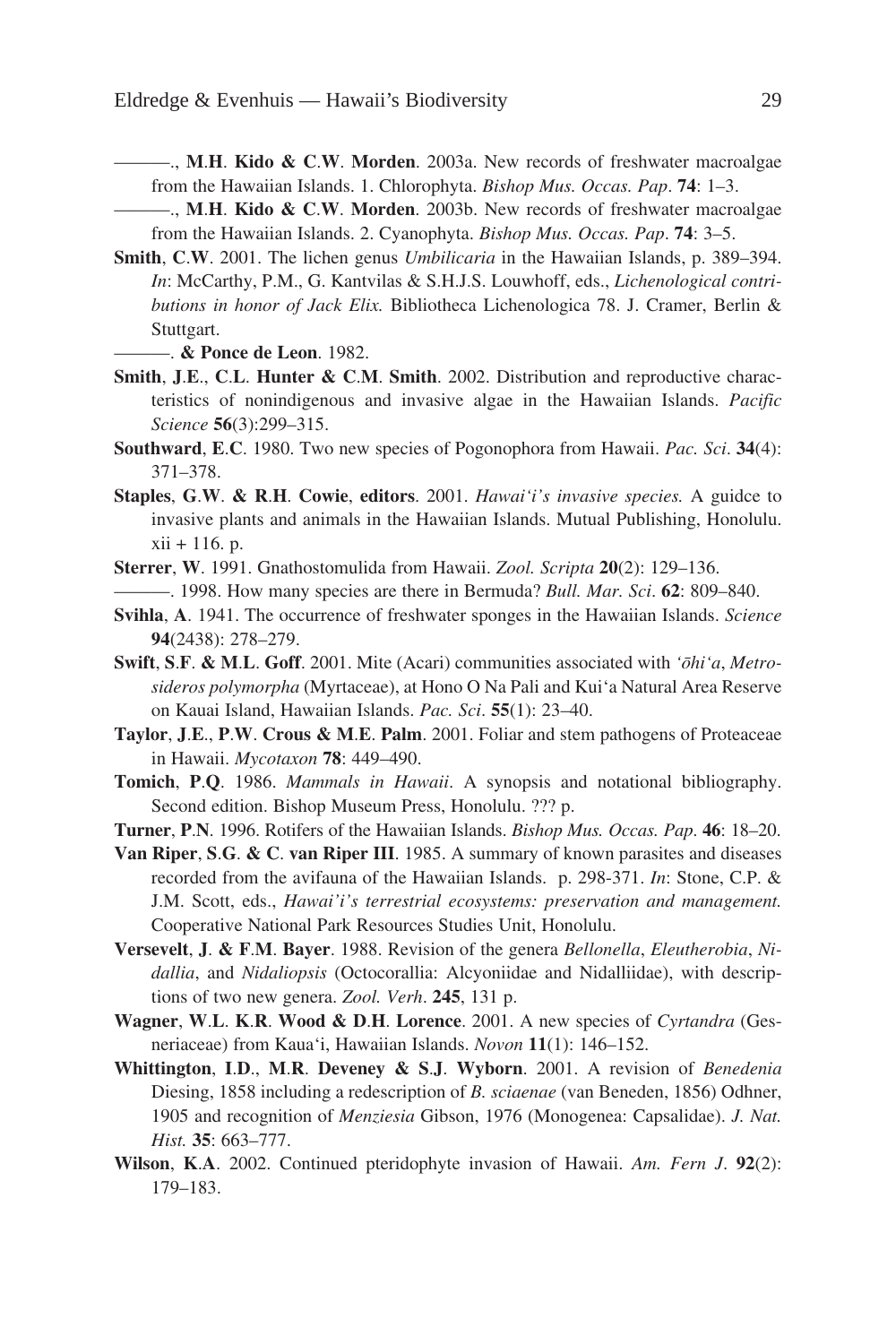———., **M.H. Kido & C.W. Morden**. 2003a. New records of freshwater macroalgae from the Hawaiian Islands. 1. Chlorophyta. *Bishop Mus. Occas. Pap*. **74**: 1–3.

———., **M.H. Kido & C.W. Morden**. 2003b. New records of freshwater macroalgae from the Hawaiian Islands. 2. Cyanophyta. *Bishop Mus. Occas. Pap*. **74**: 3–5.

**Smith, C.W**. 2001. The lichen genus *Umbilicaria* in the Hawaiian Islands, p. 389–394. *In*: McCarthy, P.M., G. Kantvilas & S.H.J.S. Louwhoff, eds., *Lichenological contributions in honor of Jack Elix.* Bibliotheca Lichenologica 78. J. Cramer, Berlin & Stuttgart.

———. **& Ponce de Leon**. 1982.

**Smith, J.E., C.L. Hunter & C.M. Smith**. 2002. Distribution and reproductive characteristics of nonindigenous and invasive algae in the Hawaiian Islands. *Pacific Science* **56**(3):299–315.

**Southward, E.C**. 1980. Two new species of Pogonophora from Hawaii. *Pac. Sci*. **34**(4): 371–378.

**Staples, G.W. & R.H. Cowie, editors**. 2001. *Hawai'i's invasive species.* A guidce to invasive plants and animals in the Hawaiian Islands. Mutual Publishing, Honolulu. xii + 116. p.

**Sterrer, W**. 1991. Gnathostomulida from Hawaii. *Zool. Scripta* **20**(2): 129–136.

———. 1998. How many species are there in Bermuda? *Bull. Mar. Sci*. **62**: 809–840.

**Svihla, A**. 1941. The occurrence of freshwater sponges in the Hawaiian Islands. *Science* **94**(2438): 278–279.

**Swift, S.F. & M.L. Goff**. 2001. Mite (Acari) communities associated with *'ōhi'a*, *Metrosideros polymorpha* (Myrtaceae), at Hono O Na Pali and Kui'a Natural Area Reserve on Kauai Island, Hawaiian Islands. *Pac. Sci*. **55**(1): 23–40.

**Taylor, J.E., P.W. Crous & M.E. Palm**. 2001. Foliar and stem pathogens of Proteaceae in Hawaii. *Mycotaxon* **78**: 449–490.

**Tomich, P.Q**. 1986. *Mammals in Hawaii*. A synopsis and notational bibliography. Second edition. Bishop Museum Press, Honolulu. ??? p.

**Turner, P.N**. 1996. Rotifers of the Hawaiian Islands. *Bishop Mus. Occas. Pap*. **46**: 18–20.

**Van Riper, S.G. & C. van Riper III**. 1985. A summary of known parasites and diseases recorded from the avifauna of the Hawaiian Islands. p. 298-371. *In*: Stone, C.P. & J.M. Scott, eds., *Hawai'i's terrestrial ecosystems: preservation and management.* Cooperative National Park Resources Studies Unit, Honolulu.

**Versevelt, J. & F.M. Bayer**. 1988. Revision of the genera *Bellonella*, *Eleutherobia*, *Nidallia*, and *Nidaliopsis* (Octocorallia: Alcyoniidae and Nidalliidae), with descriptions of two new genera. *Zool. Verh*. **245**, 131 p.

**Wagner, W.L. K.R. Wood & D.H. Lorence**. 2001. A new species of *Cyrtandra* (Gesneriaceae) from Kaua'i, Hawaiian Islands. *Novon* **11**(1): 146–152.

**Whittington, I.D., M.R. Deveney & S.J. Wyborn**. 2001. A revision of *Benedenia* Diesing, 1858 including a redescription of *B. sciaenae* (van Beneden, 1856) Odhner, 1905 and recognition of *Menziesia* Gibson, 1976 (Monogenea: Capsalidae). *J. Nat. Hist.* **35**: 663–777.

**Wilson, K.A**. 2002. Continued pteridophyte invasion of Hawaii. *Am. Fern J*. **92**(2): 179–183.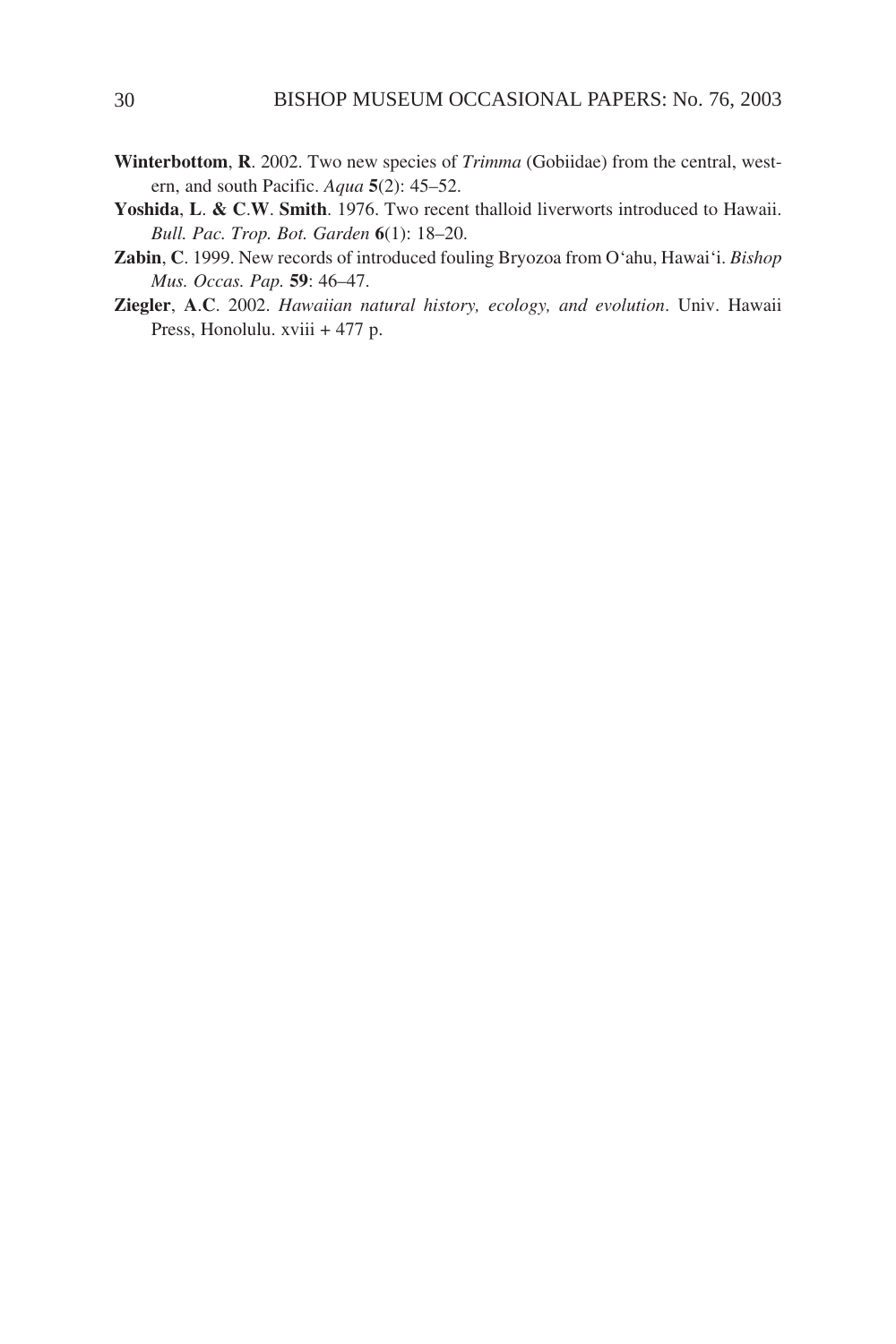**Winterbottom**, **R**. 2002. Two new species of *Trimma* (Gobiidae) from the central, western, and south Pacific. *Aqua* **5**(2): 45–52.

**Yoshida**, **L**. **& C**.**W**. **Smith**. 1976. Two recent thalloid liverworts introduced to Hawaii. *Bull. Pac. Trop. Bot. Garden* **6**(1): 18–20.

**Zabin**, **C**. 1999. New records of introduced fouling Bryozoa from O'ahu, Hawai'i. *Bishop Mus. Occas. Pap.* **59**: 46–47.

**Ziegler**, **A**.**C**. 2002. *Hawaiian natural history, ecology, and evolution*. Univ. Hawaii Press, Honolulu. xviii + 477 p.